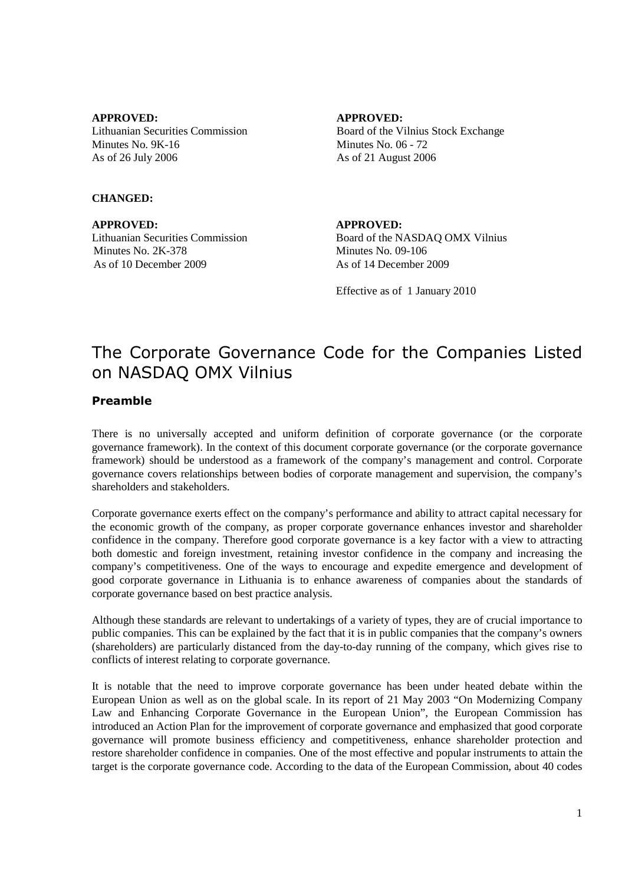**APPROVED:**
Lithuanian Securities Commission
Minutes No. 9K-16
As of 26 July 2006

**APPROVED:**
Board of the Vilnius Stock Exchange
Minutes No. 06 - 72
As of 21 August 2006

**CHANGED:**

**APPROVED:**
Lithuanian Securities Commission
Minutes No. 2K-378
As of 10 December 2009

**APPROVED:**
Board of the NASDAQ OMX Vilnius
Minutes No. 09-106
As of 14 December 2009

Effective as of 1 January 2010

# The Corporate Governance Code for the Companies Listed on NASDAQ OMX Vilnius

## Preamble

There is no universally accepted and uniform definition of corporate governance (or the corporate governance framework). In the context of this document corporate governance (or the corporate governance framework) should be understood as a framework of the company's management and control. Corporate governance covers relationships between bodies of corporate management and supervision, the company's shareholders and stakeholders.

Corporate governance exerts effect on the company's performance and ability to attract capital necessary for the economic growth of the company, as proper corporate governance enhances investor and shareholder confidence in the company. Therefore good corporate governance is a key factor with a view to attracting both domestic and foreign investment, retaining investor confidence in the company and increasing the company's competitiveness. One of the ways to encourage and expedite emergence and development of good corporate governance in Lithuania is to enhance awareness of companies about the standards of corporate governance based on best practice analysis.

Although these standards are relevant to undertakings of a variety of types, they are of crucial importance to public companies. This can be explained by the fact that it is in public companies that the company's owners (shareholders) are particularly distanced from the day-to-day running of the company, which gives rise to conflicts of interest relating to corporate governance.

It is notable that the need to improve corporate governance has been under heated debate within the European Union as well as on the global scale. In its report of 21 May 2003 "On Modernizing Company Law and Enhancing Corporate Governance in the European Union", the European Commission has introduced an Action Plan for the improvement of corporate governance and emphasized that good corporate governance will promote business efficiency and competitiveness, enhance shareholder protection and restore shareholder confidence in companies. One of the most effective and popular instruments to attain the target is the corporate governance code. According to the data of the European Commission, about 40 codes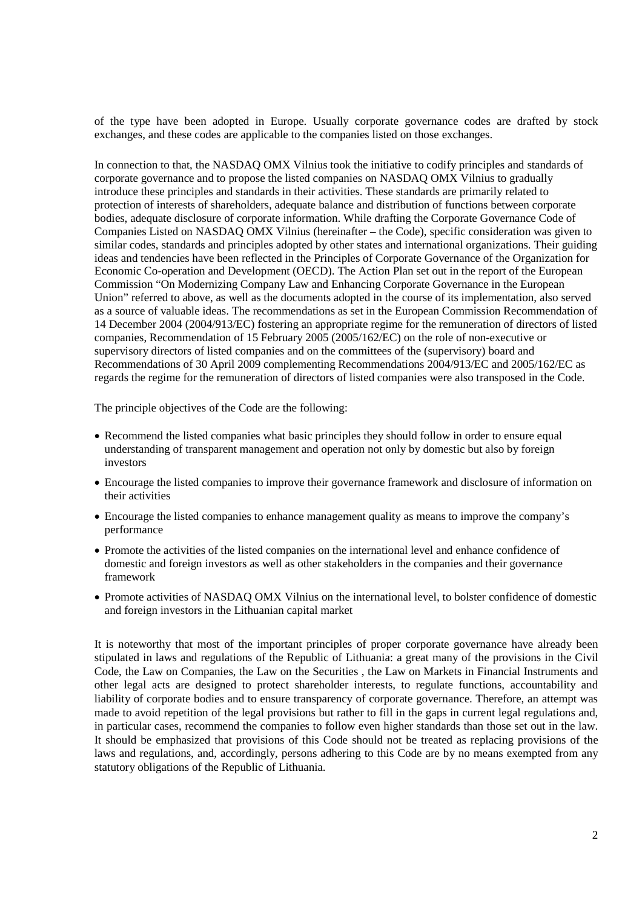of the type have been adopted in Europe. Usually corporate governance codes are drafted by stock exchanges, and these codes are applicable to the companies listed on those exchanges.

In connection to that, the NASDAQ OMX Vilnius took the initiative to codify principles and standards of corporate governance and to propose the listed companies on NASDAQ OMX Vilnius to gradually introduce these principles and standards in their activities. These standards are primarily related to protection of interests of shareholders, adequate balance and distribution of functions between corporate bodies, adequate disclosure of corporate information. While drafting the Corporate Governance Code of Companies Listed on NASDAQ OMX Vilnius (hereinafter – the Code), specific consideration was given to similar codes, standards and principles adopted by other states and international organizations. Their guiding ideas and tendencies have been reflected in the Principles of Corporate Governance of the Organization for Economic Co-operation and Development (OECD). The Action Plan set out in the report of the European Commission "On Modernizing Company Law and Enhancing Corporate Governance in the European Union" referred to above, as well as the documents adopted in the course of its implementation, also served as a source of valuable ideas. The recommendations as set in the European Commission Recommendation of 14 December 2004 (2004/913/EC) fostering an appropriate regime for the remuneration of directors of listed companies, Recommendation of 15 February 2005 (2005/162/EC) on the role of non-executive or supervisory directors of listed companies and on the committees of the (supervisory) board and Recommendations of 30 April 2009 complementing Recommendations 2004/913/EC and 2005/162/EC as regards the regime for the remuneration of directors of listed companies were also transposed in the Code.

The principle objectives of the Code are the following:

- Recommend the listed companies what basic principles they should follow in order to ensure equal understanding of transparent management and operation not only by domestic but also by foreign investors
- Encourage the listed companies to improve their governance framework and disclosure of information on their activities
- Encourage the listed companies to enhance management quality as means to improve the company's performance
- Promote the activities of the listed companies on the international level and enhance confidence of domestic and foreign investors as well as other stakeholders in the companies and their governance framework
- Promote activities of NASDAQ OMX Vilnius on the international level, to bolster confidence of domestic and foreign investors in the Lithuanian capital market

It is noteworthy that most of the important principles of proper corporate governance have already been stipulated in laws and regulations of the Republic of Lithuania: a great many of the provisions in the Civil Code, the Law on Companies, the Law on the Securities , the Law on Markets in Financial Instruments and other legal acts are designed to protect shareholder interests, to regulate functions, accountability and liability of corporate bodies and to ensure transparency of corporate governance. Therefore, an attempt was made to avoid repetition of the legal provisions but rather to fill in the gaps in current legal regulations and, in particular cases, recommend the companies to follow even higher standards than those set out in the law. It should be emphasized that provisions of this Code should not be treated as replacing provisions of the laws and regulations, and, accordingly, persons adhering to this Code are by no means exempted from any statutory obligations of the Republic of Lithuania.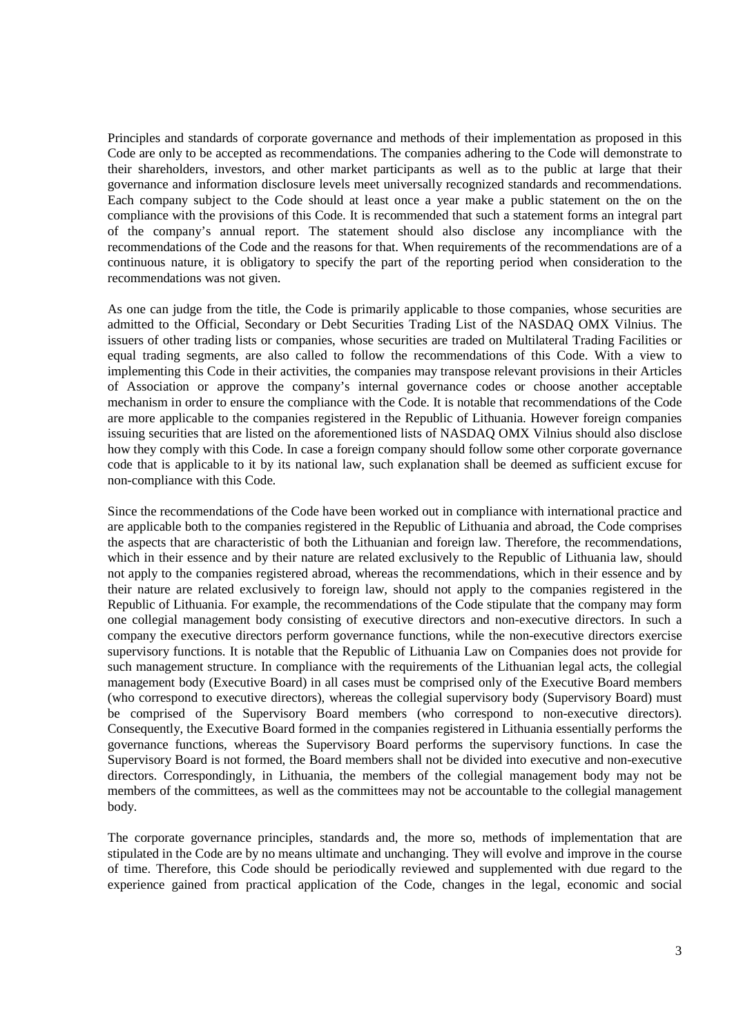Principles and standards of corporate governance and methods of their implementation as proposed in this Code are only to be accepted as recommendations. The companies adhering to the Code will demonstrate to their shareholders, investors, and other market participants as well as to the public at large that their governance and information disclosure levels meet universally recognized standards and recommendations. Each company subject to the Code should at least once a year make a public statement on the on the compliance with the provisions of this Code. It is recommended that such a statement forms an integral part of the company's annual report. The statement should also disclose any incompliance with the recommendations of the Code and the reasons for that. When requirements of the recommendations are of a continuous nature, it is obligatory to specify the part of the reporting period when consideration to the recommendations was not given.

As one can judge from the title, the Code is primarily applicable to those companies, whose securities are admitted to the Official, Secondary or Debt Securities Trading List of the NASDAQ OMX Vilnius. The issuers of other trading lists or companies, whose securities are traded on Multilateral Trading Facilities or equal trading segments, are also called to follow the recommendations of this Code. With a view to implementing this Code in their activities, the companies may transpose relevant provisions in their Articles of Association or approve the company's internal governance codes or choose another acceptable mechanism in order to ensure the compliance with the Code. It is notable that recommendations of the Code are more applicable to the companies registered in the Republic of Lithuania. However foreign companies issuing securities that are listed on the aforementioned lists of NASDAQ OMX Vilnius should also disclose how they comply with this Code. In case a foreign company should follow some other corporate governance code that is applicable to it by its national law, such explanation shall be deemed as sufficient excuse for non-compliance with this Code.

Since the recommendations of the Code have been worked out in compliance with international practice and are applicable both to the companies registered in the Republic of Lithuania and abroad, the Code comprises the aspects that are characteristic of both the Lithuanian and foreign law. Therefore, the recommendations, which in their essence and by their nature are related exclusively to the Republic of Lithuania law, should not apply to the companies registered abroad, whereas the recommendations, which in their essence and by their nature are related exclusively to foreign law, should not apply to the companies registered in the Republic of Lithuania. For example, the recommendations of the Code stipulate that the company may form one collegial management body consisting of executive directors and non-executive directors. In such a company the executive directors perform governance functions, while the non-executive directors exercise supervisory functions. It is notable that the Republic of Lithuania Law on Companies does not provide for such management structure. In compliance with the requirements of the Lithuanian legal acts, the collegial management body (Executive Board) in all cases must be comprised only of the Executive Board members (who correspond to executive directors), whereas the collegial supervisory body (Supervisory Board) must be comprised of the Supervisory Board members (who correspond to non-executive directors). Consequently, the Executive Board formed in the companies registered in Lithuania essentially performs the governance functions, whereas the Supervisory Board performs the supervisory functions. In case the Supervisory Board is not formed, the Board members shall not be divided into executive and non-executive directors. Correspondingly, in Lithuania, the members of the collegial management body may not be members of the committees, as well as the committees may not be accountable to the collegial management body.

The corporate governance principles, standards and, the more so, methods of implementation that are stipulated in the Code are by no means ultimate and unchanging. They will evolve and improve in the course of time. Therefore, this Code should be periodically reviewed and supplemented with due regard to the experience gained from practical application of the Code, changes in the legal, economic and social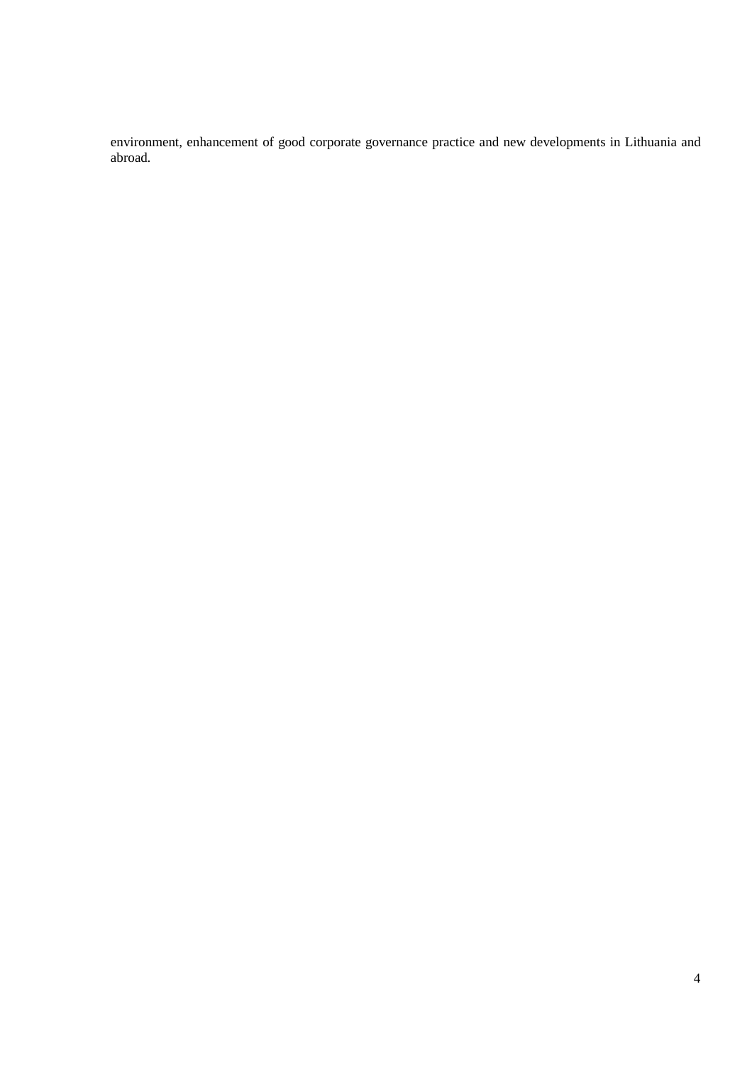environment, enhancement of good corporate governance practice and new developments in Lithuania and abroad.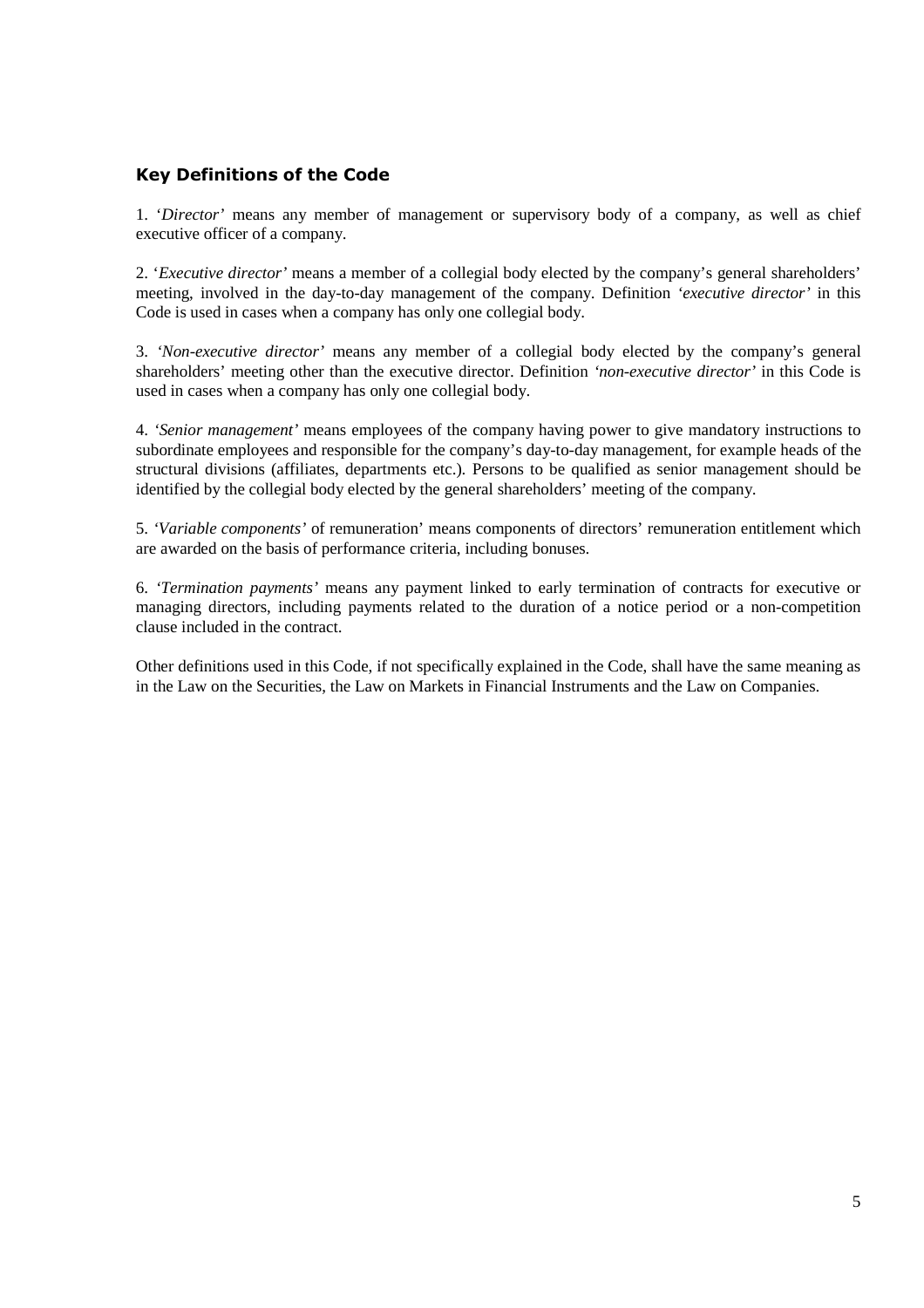## Key Definitions of the Code

1. '*Director*' means any member of management or supervisory body of a company, as well as chief executive officer of a company.

2. '*Executive director*' means a member of a collegial body elected by the company's general shareholders' meeting, involved in the day-to-day management of the company. Definition *'executive director'* in this Code is used in cases when a company has only one collegial body.

3. *'Non-executive director'* means any member of a collegial body elected by the company's general shareholders' meeting other than the executive director. Definition *'non-executive director'* in this Code is used in cases when a company has only one collegial body.

4. *'Senior management'* means employees of the company having power to give mandatory instructions to subordinate employees and responsible for the company's day-to-day management, for example heads of the structural divisions (affiliates, departments etc.). Persons to be qualified as senior management should be identified by the collegial body elected by the general shareholders' meeting of the company.

5. *'Variable components'* of remuneration' means components of directors' remuneration entitlement which are awarded on the basis of performance criteria, including bonuses.

6. *'Termination payments'* means any payment linked to early termination of contracts for executive or managing directors, including payments related to the duration of a notice period or a non-competition clause included in the contract.

Other definitions used in this Code, if not specifically explained in the Code, shall have the same meaning as in the Law on the Securities, the Law on Markets in Financial Instruments and the Law on Companies.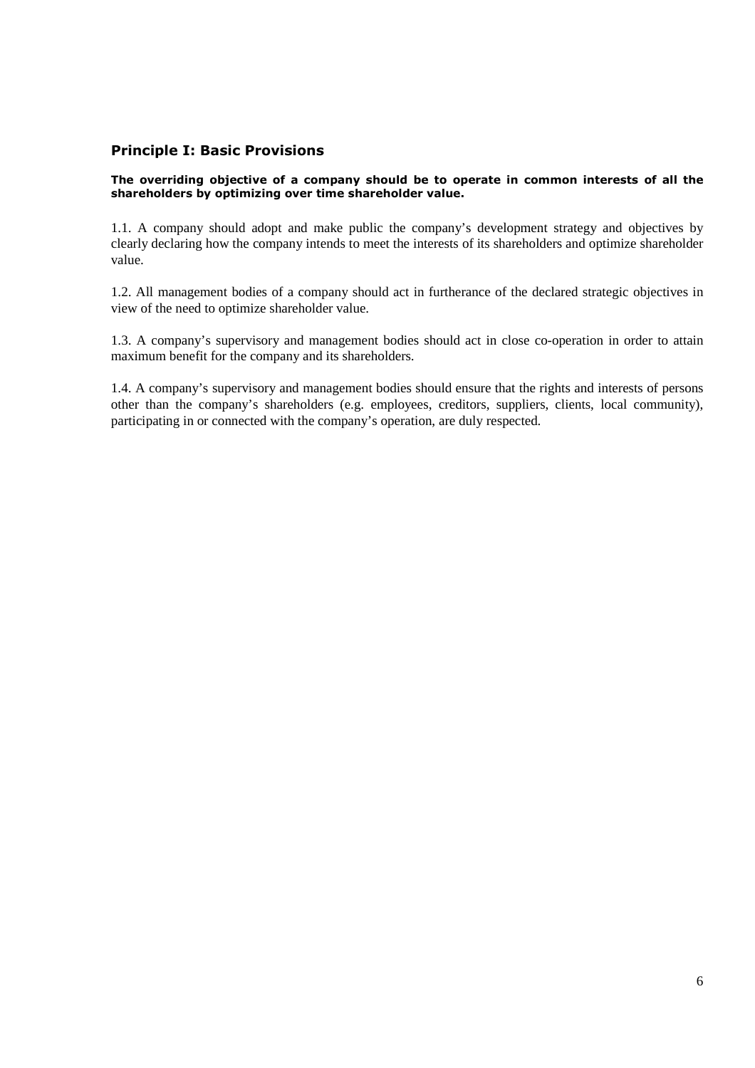## Principle I: Basic Provisions

**The overriding objective of a company should be to operate in common interests of all the shareholders by optimizing over time shareholder value.**

1.1. A company should adopt and make public the company's development strategy and objectives by clearly declaring how the company intends to meet the interests of its shareholders and optimize shareholder value.

1.2. All management bodies of a company should act in furtherance of the declared strategic objectives in view of the need to optimize shareholder value.

1.3. A company's supervisory and management bodies should act in close co-operation in order to attain maximum benefit for the company and its shareholders.

1.4. A company's supervisory and management bodies should ensure that the rights and interests of persons other than the company's shareholders (e.g. employees, creditors, suppliers, clients, local community), participating in or connected with the company's operation, are duly respected.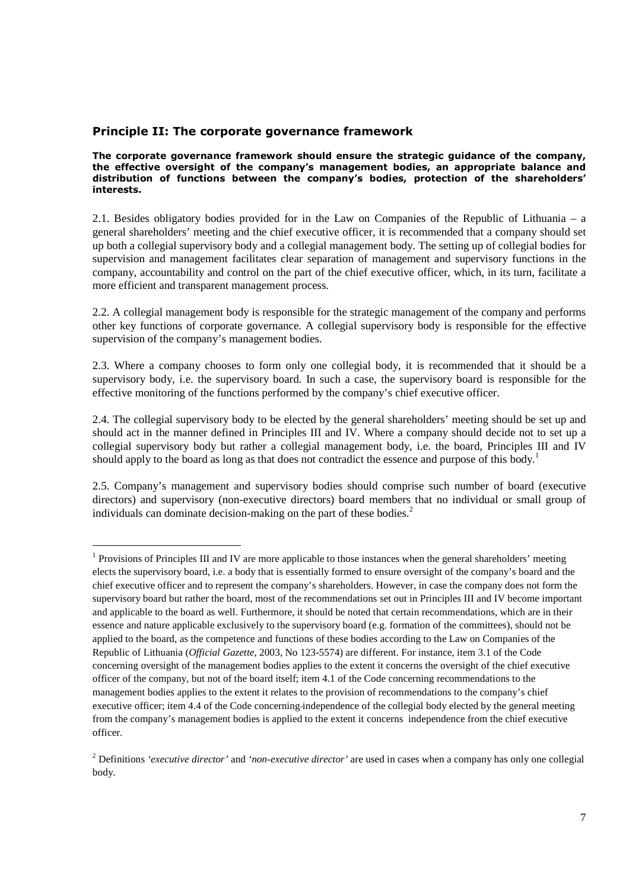## Principle II: The corporate governance framework

**The corporate governance framework should ensure the strategic guidance of the company, the effective oversight of the company's management bodies, an appropriate balance and distribution of functions between the company's bodies, protection of the shareholders' interests.**

2.1. Besides obligatory bodies provided for in the Law on Companies of the Republic of Lithuania – a general shareholders' meeting and the chief executive officer, it is recommended that a company should set up both a collegial supervisory body and a collegial management body. The setting up of collegial bodies for supervision and management facilitates clear separation of management and supervisory functions in the company, accountability and control on the part of the chief executive officer, which, in its turn, facilitate a more efficient and transparent management process.

2.2. A collegial management body is responsible for the strategic management of the company and performs other key functions of corporate governance. A collegial supervisory body is responsible for the effective supervision of the company's management bodies.

2.3. Where a company chooses to form only one collegial body, it is recommended that it should be a supervisory body, i.e. the supervisory board. In such a case, the supervisory board is responsible for the effective monitoring of the functions performed by the company's chief executive officer.

2.4. The collegial supervisory body to be elected by the general shareholders' meeting should be set up and should act in the manner defined in Principles III and IV. Where a company should decide not to set up a collegial supervisory body but rather a collegial management body, i.e. the board, Principles III and IV should apply to the board as long as that does not contradict the essence and purpose of this body.[1]

2.5. Company's management and supervisory bodies should comprise such number of board (executive directors) and supervisory (non-executive directors) board members that no individual or small group of individuals can dominate decision-making on the part of these bodies.[2]

---

[1] Provisions of Principles III and IV are more applicable to those instances when the general shareholders' meeting elects the supervisory board, i.e. a body that is essentially formed to ensure oversight of the company's board and the chief executive officer and to represent the company's shareholders. However, in case the company does not form the supervisory board but rather the board, most of the recommendations set out in Principles III and IV become important and applicable to the board as well. Furthermore, it should be noted that certain recommendations, which are in their essence and nature applicable exclusively to the supervisory board (e.g. formation of the committees), should not be applied to the board, as the competence and functions of these bodies according to the Law on Companies of the Republic of Lithuania (*Official Gazette*, 2003, No 123-5574) are different. For instance, item 3.1 of the Code concerning oversight of the management bodies applies to the extent it concerns the oversight of the chief executive officer of the company, but not of the board itself; item 4.1 of the Code concerning recommendations to the management bodies applies to the extent it relates to the provision of recommendations to the company's chief executive officer; item 4.4 of the Code concerning independence of the collegial body elected by the general meeting from the company's management bodies is applied to the extent it concerns independence from the chief executive officer.

[2] Definitions *'executive director'* and *'non-executive director'* are used in cases when a company has only one collegial body.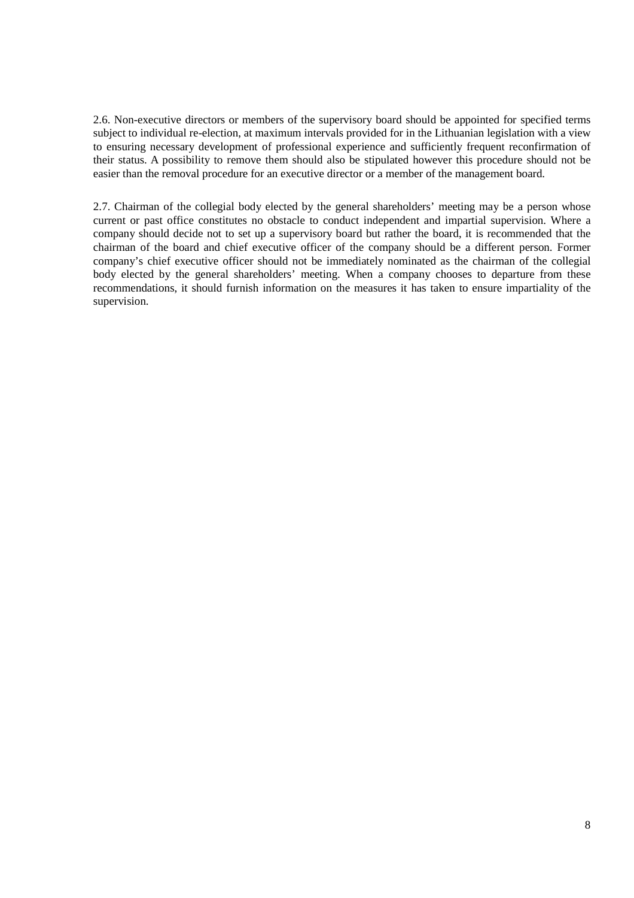2.6. Non-executive directors or members of the supervisory board should be appointed for specified terms subject to individual re-election, at maximum intervals provided for in the Lithuanian legislation with a view to ensuring necessary development of professional experience and sufficiently frequent reconfirmation of their status. A possibility to remove them should also be stipulated however this procedure should not be easier than the removal procedure for an executive director or a member of the management board.

2.7. Chairman of the collegial body elected by the general shareholders' meeting may be a person whose current or past office constitutes no obstacle to conduct independent and impartial supervision. Where a company should decide not to set up a supervisory board but rather the board, it is recommended that the chairman of the board and chief executive officer of the company should be a different person. Former company's chief executive officer should not be immediately nominated as the chairman of the collegial body elected by the general shareholders' meeting. When a company chooses to departure from these recommendations, it should furnish information on the measures it has taken to ensure impartiality of the supervision.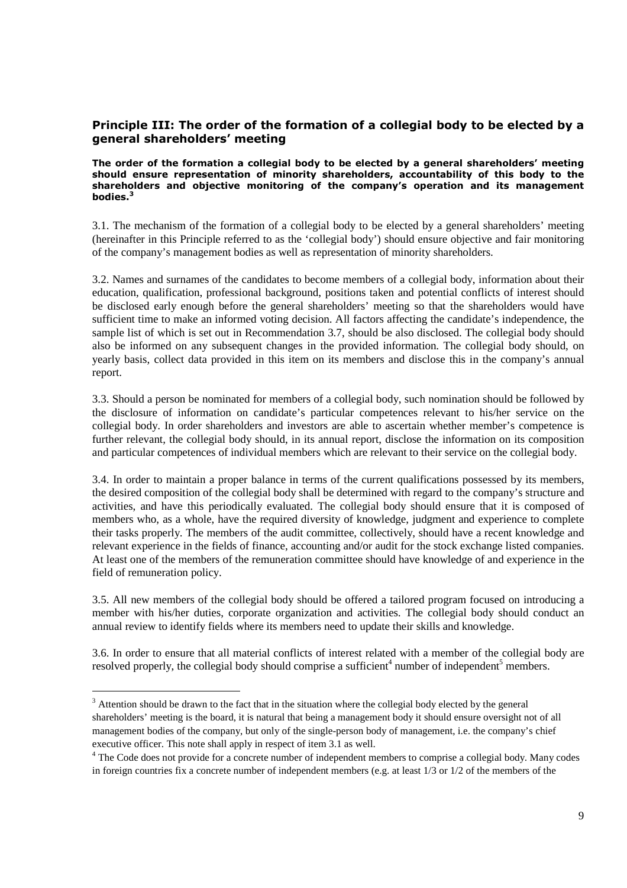## Principle III: The order of the formation of a collegial body to be elected by a general shareholders' meeting

**The order of the formation a collegial body to be elected by a general shareholders' meeting should ensure representation of minority shareholders, accountability of this body to the shareholders and objective monitoring of the company's operation and its management bodies.[3]**

3.1. The mechanism of the formation of a collegial body to be elected by a general shareholders' meeting (hereinafter in this Principle referred to as the 'collegial body') should ensure objective and fair monitoring of the company's management bodies as well as representation of minority shareholders.

3.2. Names and surnames of the candidates to become members of a collegial body, information about their education, qualification, professional background, positions taken and potential conflicts of interest should be disclosed early enough before the general shareholders' meeting so that the shareholders would have sufficient time to make an informed voting decision. All factors affecting the candidate's independence, the sample list of which is set out in Recommendation 3.7, should be also disclosed. The collegial body should also be informed on any subsequent changes in the provided information. The collegial body should, on yearly basis, collect data provided in this item on its members and disclose this in the company's annual report.

3.3. Should a person be nominated for members of a collegial body, such nomination should be followed by the disclosure of information on candidate's particular competences relevant to his/her service on the collegial body. In order shareholders and investors are able to ascertain whether member's competence is further relevant, the collegial body should, in its annual report, disclose the information on its composition and particular competences of individual members which are relevant to their service on the collegial body.

3.4. In order to maintain a proper balance in terms of the current qualifications possessed by its members, the desired composition of the collegial body shall be determined with regard to the company's structure and activities, and have this periodically evaluated. The collegial body should ensure that it is composed of members who, as a whole, have the required diversity of knowledge, judgment and experience to complete their tasks properly. The members of the audit committee, collectively, should have a recent knowledge and relevant experience in the fields of finance, accounting and/or audit for the stock exchange listed companies. At least one of the members of the remuneration committee should have knowledge of and experience in the field of remuneration policy.

3.5. All new members of the collegial body should be offered a tailored program focused on introducing a member with his/her duties, corporate organization and activities. The collegial body should conduct an annual review to identify fields where its members need to update their skills and knowledge.

3.6. In order to ensure that all material conflicts of interest related with a member of the collegial body are resolved properly, the collegial body should comprise a sufficient[4] number of independent[5] members.

---

[3] Attention should be drawn to the fact that in the situation where the collegial body elected by the general shareholders' meeting is the board, it is natural that being a management body it should ensure oversight not of all management bodies of the company, but only of the single-person body of management, i.e. the company's chief executive officer. This note shall apply in respect of item 3.1 as well.

[4] The Code does not provide for a concrete number of independent members to comprise a collegial body. Many codes in foreign countries fix a concrete number of independent members (e.g. at least 1/3 or 1/2 of the members of the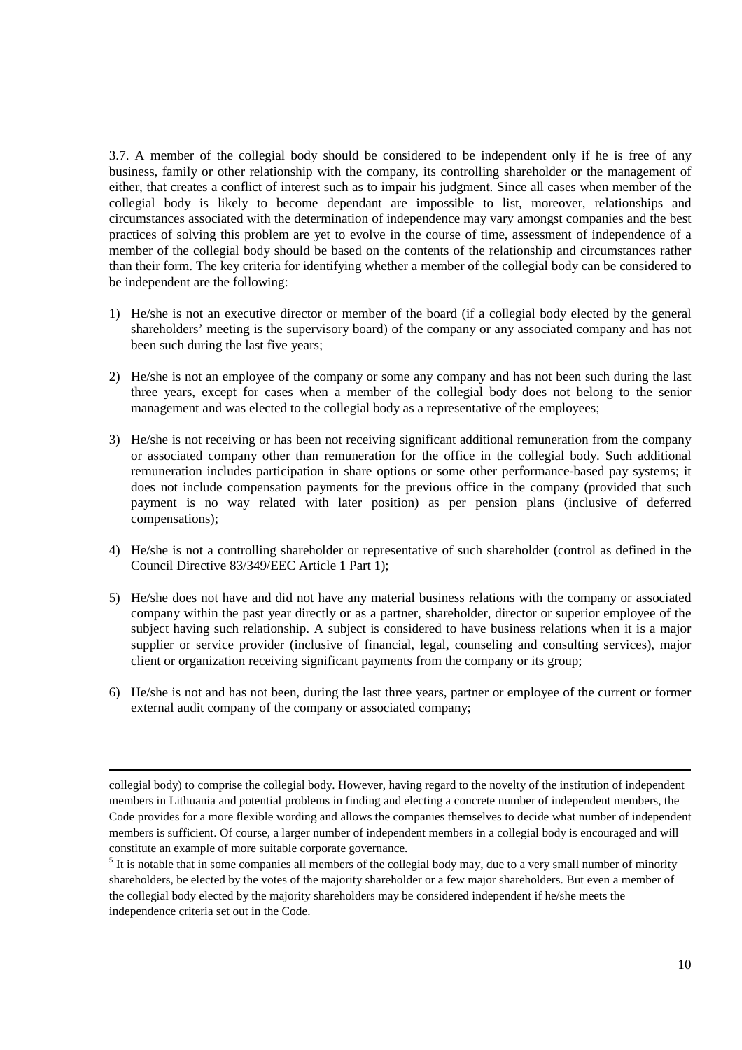3.7. A member of the collegial body should be considered to be independent only if he is free of any business, family or other relationship with the company, its controlling shareholder or the management of either, that creates a conflict of interest such as to impair his judgment. Since all cases when member of the collegial body is likely to become dependant are impossible to list, moreover, relationships and circumstances associated with the determination of independence may vary amongst companies and the best practices of solving this problem are yet to evolve in the course of time, assessment of independence of a member of the collegial body should be based on the contents of the relationship and circumstances rather than their form. The key criteria for identifying whether a member of the collegial body can be considered to be independent are the following:

1) He/she is not an executive director or member of the board (if a collegial body elected by the general shareholders' meeting is the supervisory board) of the company or any associated company and has not been such during the last five years;

2) He/she is not an employee of the company or some any company and has not been such during the last three years, except for cases when a member of the collegial body does not belong to the senior management and was elected to the collegial body as a representative of the employees;

3) He/she is not receiving or has been not receiving significant additional remuneration from the company or associated company other than remuneration for the office in the collegial body. Such additional remuneration includes participation in share options or some other performance-based pay systems; it does not include compensation payments for the previous office in the company (provided that such payment is no way related with later position) as per pension plans (inclusive of deferred compensations);

4) He/she is not a controlling shareholder or representative of such shareholder (control as defined in the Council Directive 83/349/EEC Article 1 Part 1);

5) He/she does not have and did not have any material business relations with the company or associated company within the past year directly or as a partner, shareholder, director or superior employee of the subject having such relationship. A subject is considered to have business relations when it is a major supplier or service provider (inclusive of financial, legal, counseling and consulting services), major client or organization receiving significant payments from the company or its group;

6) He/she is not and has not been, during the last three years, partner or employee of the current or former external audit company of the company or associated company;

---

collegial body) to comprise the collegial body. However, having regard to the novelty of the institution of independent members in Lithuania and potential problems in finding and electing a concrete number of independent members, the Code provides for a more flexible wording and allows the companies themselves to decide what number of independent members is sufficient. Of course, a larger number of independent members in a collegial body is encouraged and will constitute an example of more suitable corporate governance.

[5] It is notable that in some companies all members of the collegial body may, due to a very small number of minority shareholders, be elected by the votes of the majority shareholder or a few major shareholders. But even a member of the collegial body elected by the majority shareholders may be considered independent if he/she meets the independence criteria set out in the Code.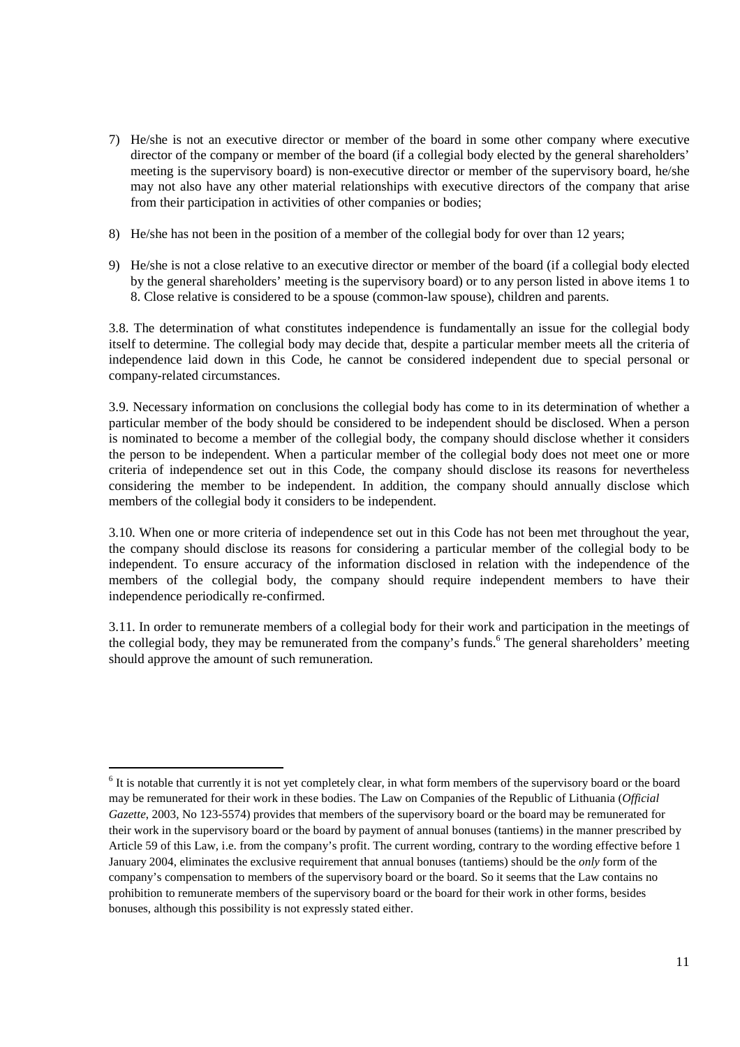7) He/she is not an executive director or member of the board in some other company where executive director of the company or member of the board (if a collegial body elected by the general shareholders' meeting is the supervisory board) is non-executive director or member of the supervisory board, he/she may not also have any other material relationships with executive directors of the company that arise from their participation in activities of other companies or bodies;

8) He/she has not been in the position of a member of the collegial body for over than 12 years;

9) He/she is not a close relative to an executive director or member of the board (if a collegial body elected by the general shareholders' meeting is the supervisory board) or to any person listed in above items 1 to 8. Close relative is considered to be a spouse (common-law spouse), children and parents.

3.8. The determination of what constitutes independence is fundamentally an issue for the collegial body itself to determine. The collegial body may decide that, despite a particular member meets all the criteria of independence laid down in this Code, he cannot be considered independent due to special personal or company-related circumstances.

3.9. Necessary information on conclusions the collegial body has come to in its determination of whether a particular member of the body should be considered to be independent should be disclosed. When a person is nominated to become a member of the collegial body, the company should disclose whether it considers the person to be independent. When a particular member of the collegial body does not meet one or more criteria of independence set out in this Code, the company should disclose its reasons for nevertheless considering the member to be independent. In addition, the company should annually disclose which members of the collegial body it considers to be independent.

3.10. When one or more criteria of independence set out in this Code has not been met throughout the year, the company should disclose its reasons for considering a particular member of the collegial body to be independent. To ensure accuracy of the information disclosed in relation with the independence of the members of the collegial body, the company should require independent members to have their independence periodically re-confirmed.

3.11. In order to remunerate members of a collegial body for their work and participation in the meetings of the collegial body, they may be remunerated from the company's funds.[6] The general shareholders' meeting should approve the amount of such remuneration.

---

[6] It is notable that currently it is not yet completely clear, in what form members of the supervisory board or the board may be remunerated for their work in these bodies. The Law on Companies of the Republic of Lithuania (*Official Gazette*, 2003, No 123-5574) provides that members of the supervisory board or the board may be remunerated for their work in the supervisory board or the board by payment of annual bonuses (tantiems) in the manner prescribed by Article 59 of this Law, i.e. from the company's profit. The current wording, contrary to the wording effective before 1 January 2004, eliminates the exclusive requirement that annual bonuses (tantiems) should be the *only* form of the company's compensation to members of the supervisory board or the board. So it seems that the Law contains no prohibition to remunerate members of the supervisory board or the board for their work in other forms, besides bonuses, although this possibility is not expressly stated either.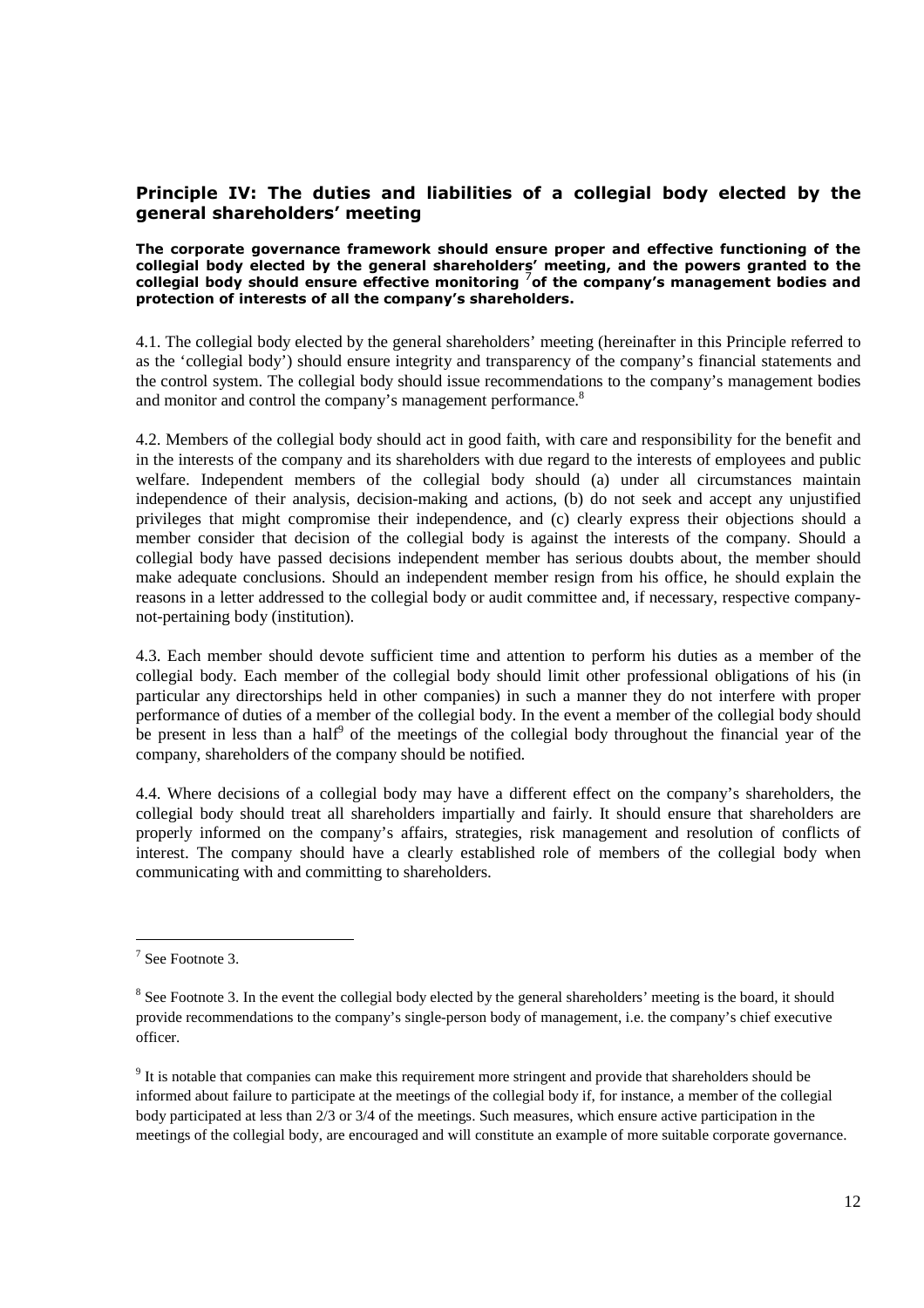## Principle IV: The duties and liabilities of a collegial body elected by the general shareholders' meeting

**The corporate governance framework should ensure proper and effective functioning of the collegial body elected by the general shareholders' meeting, and the powers granted to the collegial body should ensure effective monitoring [7] of the company's management bodies and protection of interests of all the company's shareholders.**

4.1. The collegial body elected by the general shareholders' meeting (hereinafter in this Principle referred to as the 'collegial body') should ensure integrity and transparency of the company's financial statements and the control system. The collegial body should issue recommendations to the company's management bodies and monitor and control the company's management performance.[8]

4.2. Members of the collegial body should act in good faith, with care and responsibility for the benefit and in the interests of the company and its shareholders with due regard to the interests of employees and public welfare. Independent members of the collegial body should (a) under all circumstances maintain independence of their analysis, decision-making and actions, (b) do not seek and accept any unjustified privileges that might compromise their independence, and (c) clearly express their objections should a member consider that decision of the collegial body is against the interests of the company. Should a collegial body have passed decisions independent member has serious doubts about, the member should make adequate conclusions. Should an independent member resign from his office, he should explain the reasons in a letter addressed to the collegial body or audit committee and, if necessary, respective company-not-pertaining body (institution).

4.3. Each member should devote sufficient time and attention to perform his duties as a member of the collegial body. Each member of the collegial body should limit other professional obligations of his (in particular any directorships held in other companies) in such a manner they do not interfere with proper performance of duties of a member of the collegial body. In the event a member of the collegial body should be present in less than a half[9] of the meetings of the collegial body throughout the financial year of the company, shareholders of the company should be notified.

4.4. Where decisions of a collegial body may have a different effect on the company's shareholders, the collegial body should treat all shareholders impartially and fairly. It should ensure that shareholders are properly informed on the company's affairs, strategies, risk management and resolution of conflicts of interest. The company should have a clearly established role of members of the collegial body when communicating with and committing to shareholders.

---

[7] See Footnote 3.

[8] See Footnote 3. In the event the collegial body elected by the general shareholders' meeting is the board, it should provide recommendations to the company's single-person body of management, i.e. the company's chief executive officer.

[9] It is notable that companies can make this requirement more stringent and provide that shareholders should be informed about failure to participate at the meetings of the collegial body if, for instance, a member of the collegial body participated at less than 2/3 or 3/4 of the meetings. Such measures, which ensure active participation in the meetings of the collegial body, are encouraged and will constitute an example of more suitable corporate governance.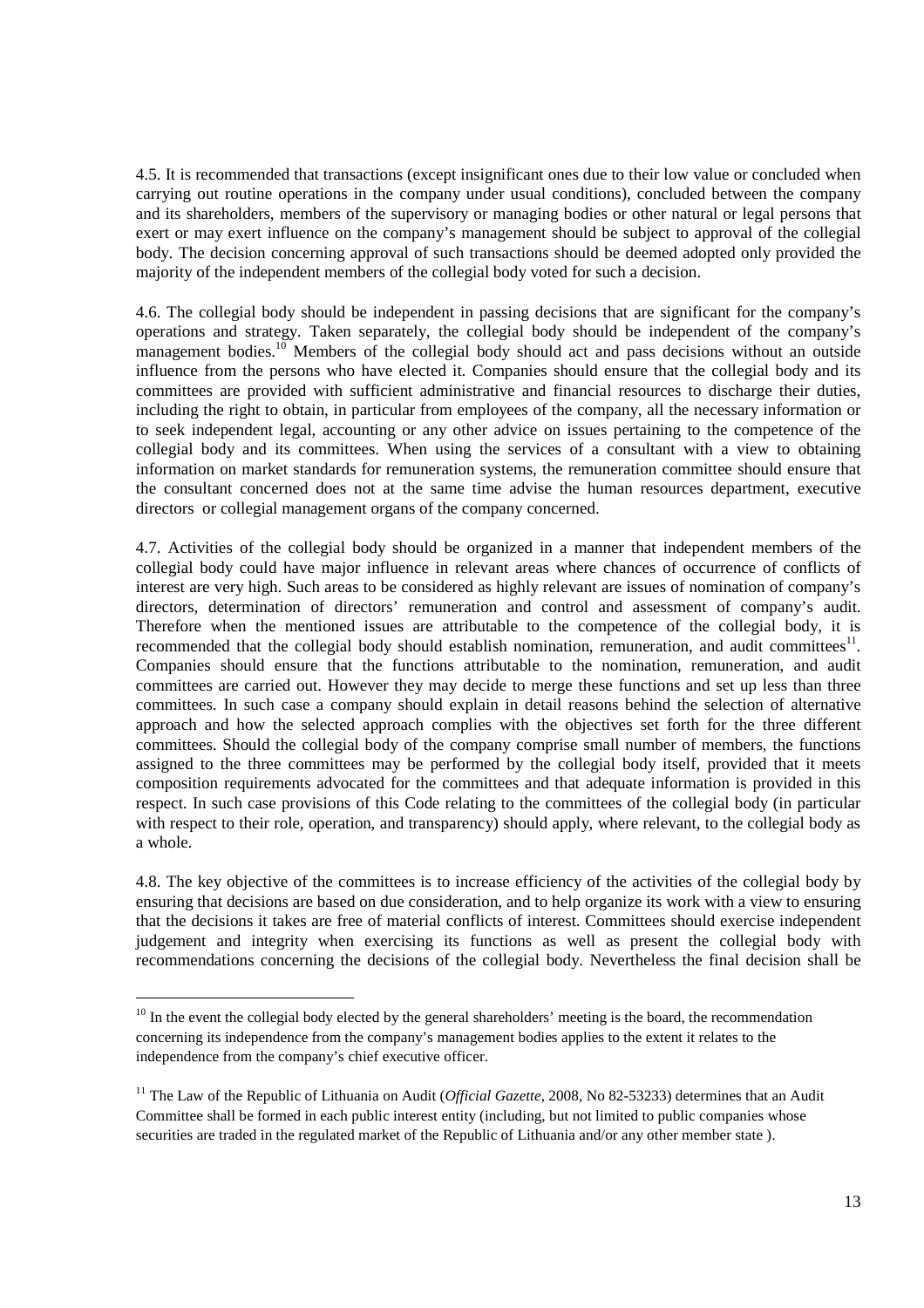4.5. It is recommended that transactions (except insignificant ones due to their low value or concluded when carrying out routine operations in the company under usual conditions), concluded between the company and its shareholders, members of the supervisory or managing bodies or other natural or legal persons that exert or may exert influence on the company's management should be subject to approval of the collegial body. The decision concerning approval of such transactions should be deemed adopted only provided the majority of the independent members of the collegial body voted for such a decision.

4.6. The collegial body should be independent in passing decisions that are significant for the company's operations and strategy. Taken separately, the collegial body should be independent of the company's management bodies.[10] Members of the collegial body should act and pass decisions without an outside influence from the persons who have elected it. Companies should ensure that the collegial body and its committees are provided with sufficient administrative and financial resources to discharge their duties, including the right to obtain, in particular from employees of the company, all the necessary information or to seek independent legal, accounting or any other advice on issues pertaining to the competence of the collegial body and its committees. When using the services of a consultant with a view to obtaining information on market standards for remuneration systems, the remuneration committee should ensure that the consultant concerned does not at the same time advise the human resources department, executive directors or collegial management organs of the company concerned.

4.7. Activities of the collegial body should be organized in a manner that independent members of the collegial body could have major influence in relevant areas where chances of occurrence of conflicts of interest are very high. Such areas to be considered as highly relevant are issues of nomination of company's directors, determination of directors' remuneration and control and assessment of company's audit. Therefore when the mentioned issues are attributable to the competence of the collegial body, it is recommended that the collegial body should establish nomination, remuneration, and audit committees[11]. Companies should ensure that the functions attributable to the nomination, remuneration, and audit committees are carried out. However they may decide to merge these functions and set up less than three committees. In such case a company should explain in detail reasons behind the selection of alternative approach and how the selected approach complies with the objectives set forth for the three different committees. Should the collegial body of the company comprise small number of members, the functions assigned to the three committees may be performed by the collegial body itself, provided that it meets composition requirements advocated for the committees and that adequate information is provided in this respect. In such case provisions of this Code relating to the committees of the collegial body (in particular with respect to their role, operation, and transparency) should apply, where relevant, to the collegial body as a whole.

4.8. The key objective of the committees is to increase efficiency of the activities of the collegial body by ensuring that decisions are based on due consideration, and to help organize its work with a view to ensuring that the decisions it takes are free of material conflicts of interest. Committees should exercise independent judgement and integrity when exercising its functions as well as present the collegial body with recommendations concerning the decisions of the collegial body. Nevertheless the final decision shall be

---

[10] In the event the collegial body elected by the general shareholders' meeting is the board, the recommendation concerning its independence from the company's management bodies applies to the extent it relates to the independence from the company's chief executive officer.

[11] The Law of the Republic of Lithuania on Audit (*Official Gazette*, 2008, No 82-53233) determines that an Audit Committee shall be formed in each public interest entity (including, but not limited to public companies whose securities are traded in the regulated market of the Republic of Lithuania and/or any other member state ).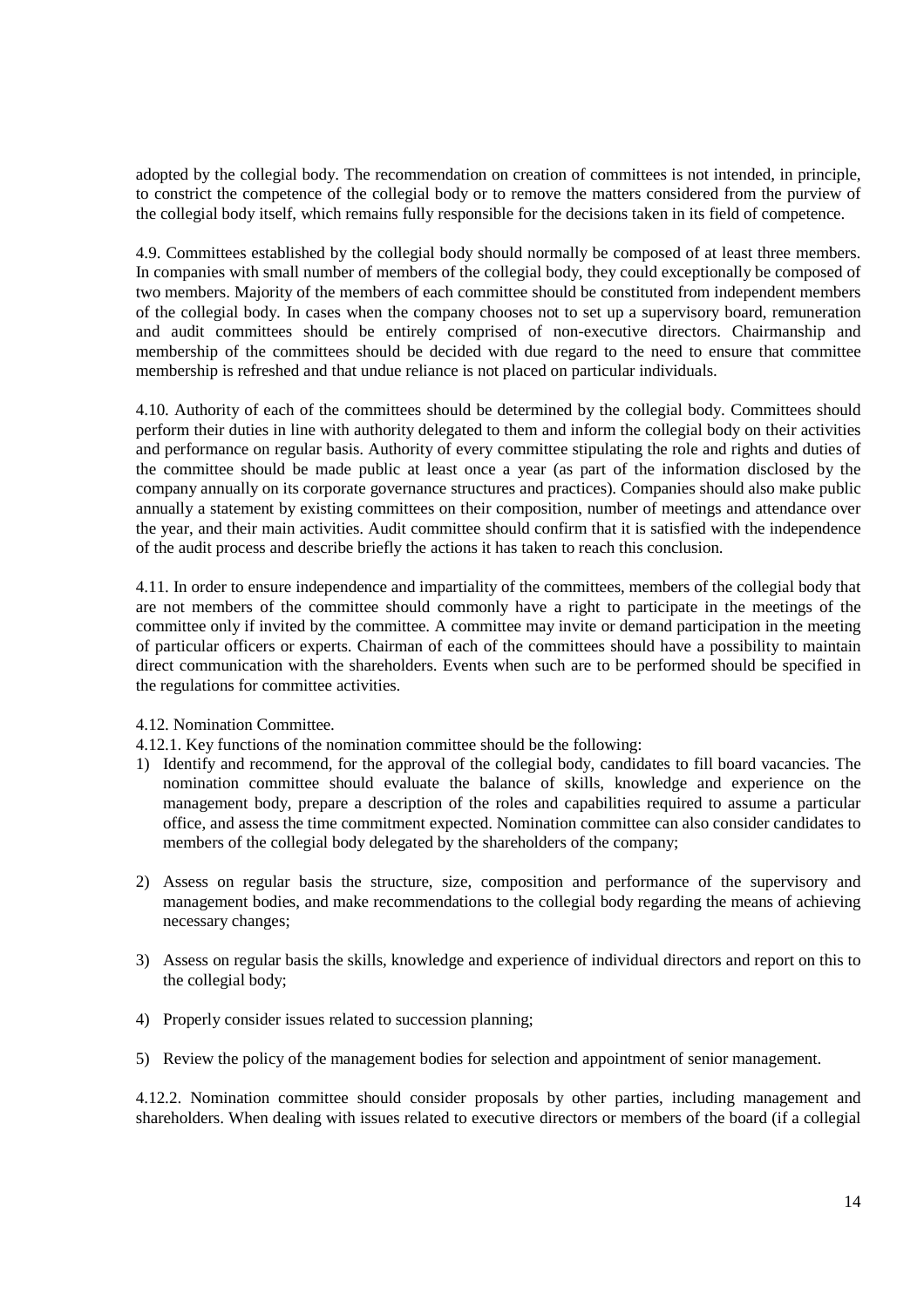adopted by the collegial body. The recommendation on creation of committees is not intended, in principle, to constrict the competence of the collegial body or to remove the matters considered from the purview of the collegial body itself, which remains fully responsible for the decisions taken in its field of competence.

4.9. Committees established by the collegial body should normally be composed of at least three members. In companies with small number of members of the collegial body, they could exceptionally be composed of two members. Majority of the members of each committee should be constituted from independent members of the collegial body. In cases when the company chooses not to set up a supervisory board, remuneration and audit committees should be entirely comprised of non-executive directors. Chairmanship and membership of the committees should be decided with due regard to the need to ensure that committee membership is refreshed and that undue reliance is not placed on particular individuals.

4.10. Authority of each of the committees should be determined by the collegial body. Committees should perform their duties in line with authority delegated to them and inform the collegial body on their activities and performance on regular basis. Authority of every committee stipulating the role and rights and duties of the committee should be made public at least once a year (as part of the information disclosed by the company annually on its corporate governance structures and practices). Companies should also make public annually a statement by existing committees on their composition, number of meetings and attendance over the year, and their main activities. Audit committee should confirm that it is satisfied with the independence of the audit process and describe briefly the actions it has taken to reach this conclusion.

4.11. In order to ensure independence and impartiality of the committees, members of the collegial body that are not members of the committee should commonly have a right to participate in the meetings of the committee only if invited by the committee. A committee may invite or demand participation in the meeting of particular officers or experts. Chairman of each of the committees should have a possibility to maintain direct communication with the shareholders. Events when such are to be performed should be specified in the regulations for committee activities.

4.12. Nomination Committee.

4.12.1. Key functions of the nomination committee should be the following:

1) Identify and recommend, for the approval of the collegial body, candidates to fill board vacancies. The nomination committee should evaluate the balance of skills, knowledge and experience on the management body, prepare a description of the roles and capabilities required to assume a particular office, and assess the time commitment expected. Nomination committee can also consider candidates to members of the collegial body delegated by the shareholders of the company;

2) Assess on regular basis the structure, size, composition and performance of the supervisory and management bodies, and make recommendations to the collegial body regarding the means of achieving necessary changes;

3) Assess on regular basis the skills, knowledge and experience of individual directors and report on this to the collegial body;

4) Properly consider issues related to succession planning;

5) Review the policy of the management bodies for selection and appointment of senior management.

4.12.2. Nomination committee should consider proposals by other parties, including management and shareholders. When dealing with issues related to executive directors or members of the board (if a collegial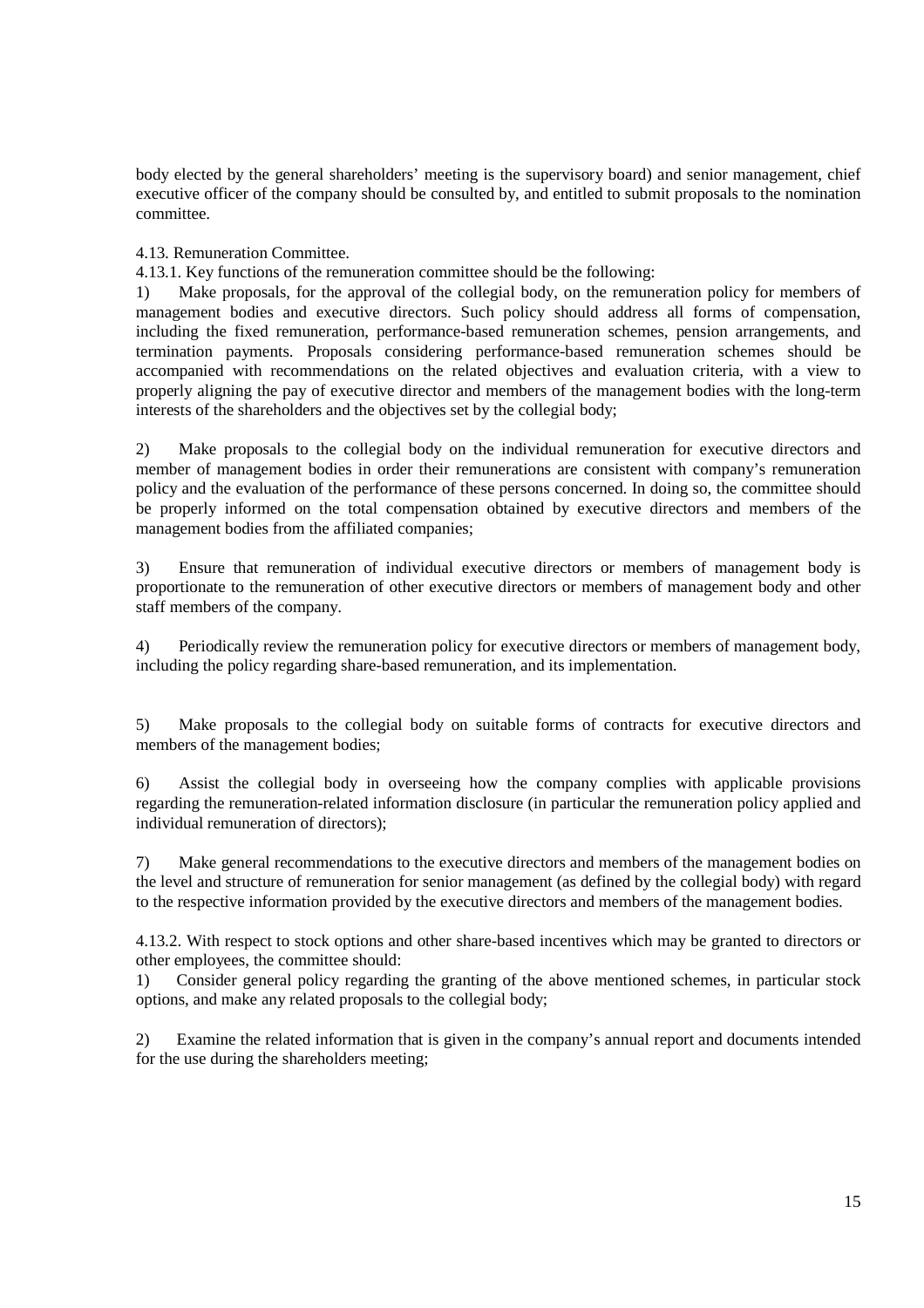body elected by the general shareholders' meeting is the supervisory board) and senior management, chief executive officer of the company should be consulted by, and entitled to submit proposals to the nomination committee.

4.13. Remuneration Committee.

4.13.1. Key functions of the remuneration committee should be the following:

1) Make proposals, for the approval of the collegial body, on the remuneration policy for members of management bodies and executive directors. Such policy should address all forms of compensation, including the fixed remuneration, performance-based remuneration schemes, pension arrangements, and termination payments. Proposals considering performance-based remuneration schemes should be accompanied with recommendations on the related objectives and evaluation criteria, with a view to properly aligning the pay of executive director and members of the management bodies with the long-term interests of the shareholders and the objectives set by the collegial body;

2) Make proposals to the collegial body on the individual remuneration for executive directors and member of management bodies in order their remunerations are consistent with company's remuneration policy and the evaluation of the performance of these persons concerned. In doing so, the committee should be properly informed on the total compensation obtained by executive directors and members of the management bodies from the affiliated companies;

3) Ensure that remuneration of individual executive directors or members of management body is proportionate to the remuneration of other executive directors or members of management body and other staff members of the company.

4) Periodically review the remuneration policy for executive directors or members of management body, including the policy regarding share-based remuneration, and its implementation.

5) Make proposals to the collegial body on suitable forms of contracts for executive directors and members of the management bodies;

6) Assist the collegial body in overseeing how the company complies with applicable provisions regarding the remuneration-related information disclosure (in particular the remuneration policy applied and individual remuneration of directors);

7) Make general recommendations to the executive directors and members of the management bodies on the level and structure of remuneration for senior management (as defined by the collegial body) with regard to the respective information provided by the executive directors and members of the management bodies.

4.13.2. With respect to stock options and other share-based incentives which may be granted to directors or other employees, the committee should:

1) Consider general policy regarding the granting of the above mentioned schemes, in particular stock options, and make any related proposals to the collegial body;

2) Examine the related information that is given in the company's annual report and documents intended for the use during the shareholders meeting;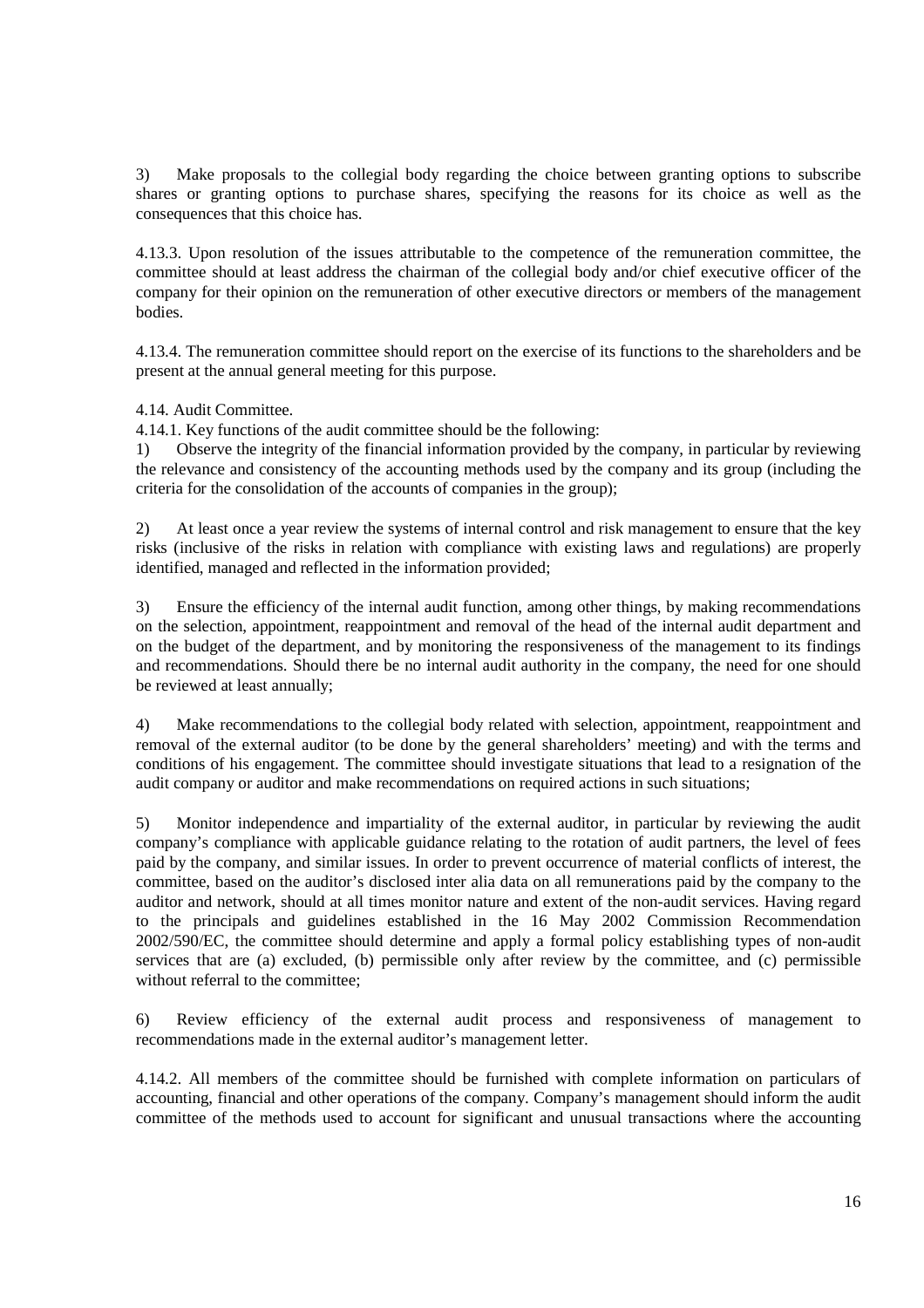3) Make proposals to the collegial body regarding the choice between granting options to subscribe shares or granting options to purchase shares, specifying the reasons for its choice as well as the consequences that this choice has.

4.13.3. Upon resolution of the issues attributable to the competence of the remuneration committee, the committee should at least address the chairman of the collegial body and/or chief executive officer of the company for their opinion on the remuneration of other executive directors or members of the management bodies.

4.13.4. The remuneration committee should report on the exercise of its functions to the shareholders and be present at the annual general meeting for this purpose.

4.14. Audit Committee.

4.14.1. Key functions of the audit committee should be the following:

1) Observe the integrity of the financial information provided by the company, in particular by reviewing the relevance and consistency of the accounting methods used by the company and its group (including the criteria for the consolidation of the accounts of companies in the group);

2) At least once a year review the systems of internal control and risk management to ensure that the key risks (inclusive of the risks in relation with compliance with existing laws and regulations) are properly identified, managed and reflected in the information provided;

3) Ensure the efficiency of the internal audit function, among other things, by making recommendations on the selection, appointment, reappointment and removal of the head of the internal audit department and on the budget of the department, and by monitoring the responsiveness of the management to its findings and recommendations. Should there be no internal audit authority in the company, the need for one should be reviewed at least annually;

4) Make recommendations to the collegial body related with selection, appointment, reappointment and removal of the external auditor (to be done by the general shareholders' meeting) and with the terms and conditions of his engagement. The committee should investigate situations that lead to a resignation of the audit company or auditor and make recommendations on required actions in such situations;

5) Monitor independence and impartiality of the external auditor, in particular by reviewing the audit company's compliance with applicable guidance relating to the rotation of audit partners, the level of fees paid by the company, and similar issues. In order to prevent occurrence of material conflicts of interest, the committee, based on the auditor's disclosed inter alia data on all remunerations paid by the company to the auditor and network, should at all times monitor nature and extent of the non-audit services. Having regard to the principals and guidelines established in the 16 May 2002 Commission Recommendation 2002/590/EC, the committee should determine and apply a formal policy establishing types of non-audit services that are (a) excluded, (b) permissible only after review by the committee, and (c) permissible without referral to the committee;

6) Review efficiency of the external audit process and responsiveness of management to recommendations made in the external auditor's management letter.

4.14.2. All members of the committee should be furnished with complete information on particulars of accounting, financial and other operations of the company. Company's management should inform the audit committee of the methods used to account for significant and unusual transactions where the accounting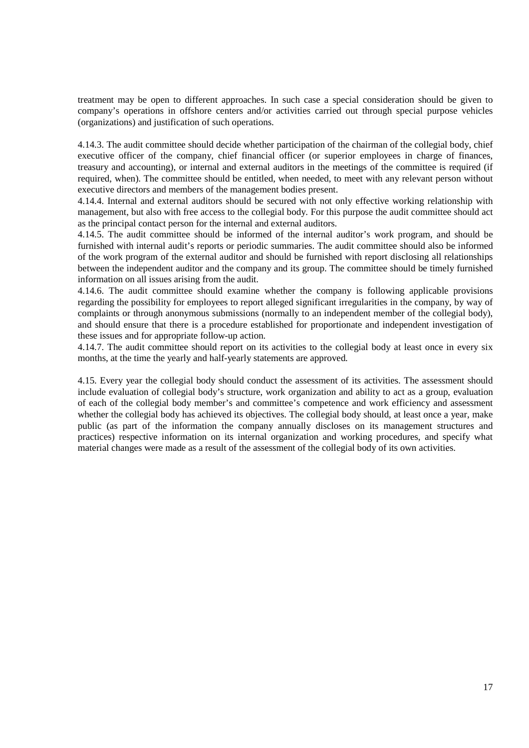treatment may be open to different approaches. In such case a special consideration should be given to company's operations in offshore centers and/or activities carried out through special purpose vehicles (organizations) and justification of such operations.

4.14.3. The audit committee should decide whether participation of the chairman of the collegial body, chief executive officer of the company, chief financial officer (or superior employees in charge of finances, treasury and accounting), or internal and external auditors in the meetings of the committee is required (if required, when). The committee should be entitled, when needed, to meet with any relevant person without executive directors and members of the management bodies present.

4.14.4. Internal and external auditors should be secured with not only effective working relationship with management, but also with free access to the collegial body. For this purpose the audit committee should act as the principal contact person for the internal and external auditors.

4.14.5. The audit committee should be informed of the internal auditor's work program, and should be furnished with internal audit's reports or periodic summaries. The audit committee should also be informed of the work program of the external auditor and should be furnished with report disclosing all relationships between the independent auditor and the company and its group. The committee should be timely furnished information on all issues arising from the audit.

4.14.6. The audit committee should examine whether the company is following applicable provisions regarding the possibility for employees to report alleged significant irregularities in the company, by way of complaints or through anonymous submissions (normally to an independent member of the collegial body), and should ensure that there is a procedure established for proportionate and independent investigation of these issues and for appropriate follow-up action.

4.14.7. The audit committee should report on its activities to the collegial body at least once in every six months, at the time the yearly and half-yearly statements are approved.

4.15. Every year the collegial body should conduct the assessment of its activities. The assessment should include evaluation of collegial body's structure, work organization and ability to act as a group, evaluation of each of the collegial body member's and committee's competence and work efficiency and assessment whether the collegial body has achieved its objectives. The collegial body should, at least once a year, make public (as part of the information the company annually discloses on its management structures and practices) respective information on its internal organization and working procedures, and specify what material changes were made as a result of the assessment of the collegial body of its own activities.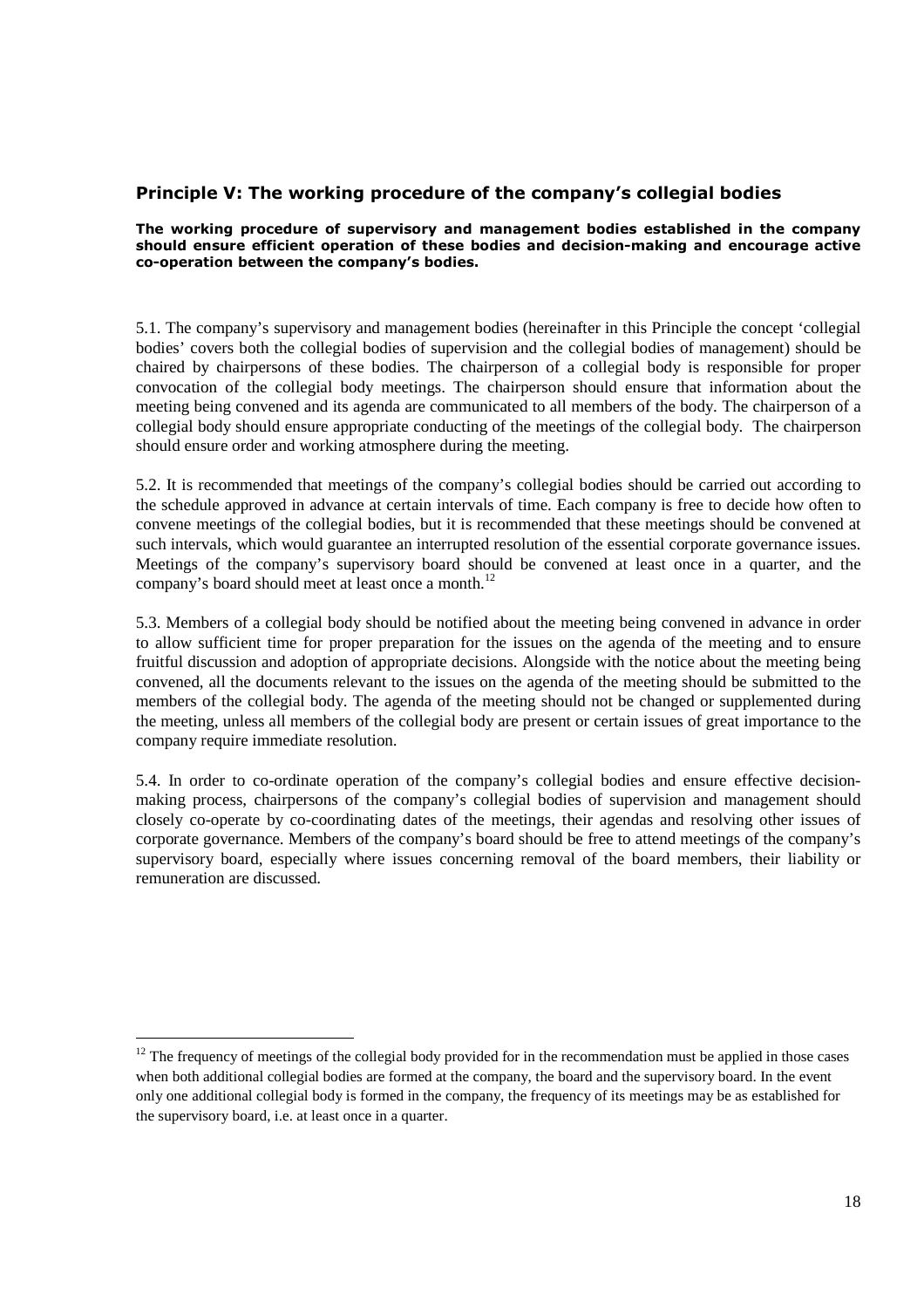## Principle V: The working procedure of the company's collegial bodies

**The working procedure of supervisory and management bodies established in the company should ensure efficient operation of these bodies and decision-making and encourage active co-operation between the company's bodies.**

5.1. The company's supervisory and management bodies (hereinafter in this Principle the concept 'collegial bodies' covers both the collegial bodies of supervision and the collegial bodies of management) should be chaired by chairpersons of these bodies. The chairperson of a collegial body is responsible for proper convocation of the collegial body meetings. The chairperson should ensure that information about the meeting being convened and its agenda are communicated to all members of the body. The chairperson of a collegial body should ensure appropriate conducting of the meetings of the collegial body. The chairperson should ensure order and working atmosphere during the meeting.

5.2. It is recommended that meetings of the company's collegial bodies should be carried out according to the schedule approved in advance at certain intervals of time. Each company is free to decide how often to convene meetings of the collegial bodies, but it is recommended that these meetings should be convened at such intervals, which would guarantee an interrupted resolution of the essential corporate governance issues. Meetings of the company's supervisory board should be convened at least once in a quarter, and the company's board should meet at least once a month.[12]

5.3. Members of a collegial body should be notified about the meeting being convened in advance in order to allow sufficient time for proper preparation for the issues on the agenda of the meeting and to ensure fruitful discussion and adoption of appropriate decisions. Alongside with the notice about the meeting being convened, all the documents relevant to the issues on the agenda of the meeting should be submitted to the members of the collegial body. The agenda of the meeting should not be changed or supplemented during the meeting, unless all members of the collegial body are present or certain issues of great importance to the company require immediate resolution.

5.4. In order to co-ordinate operation of the company's collegial bodies and ensure effective decision-making process, chairpersons of the company's collegial bodies of supervision and management should closely co-operate by co-coordinating dates of the meetings, their agendas and resolving other issues of corporate governance. Members of the company's board should be free to attend meetings of the company's supervisory board, especially where issues concerning removal of the board members, their liability or remuneration are discussed.

---

[12] The frequency of meetings of the collegial body provided for in the recommendation must be applied in those cases when both additional collegial bodies are formed at the company, the board and the supervisory board. In the event only one additional collegial body is formed in the company, the frequency of its meetings may be as established for the supervisory board, i.e. at least once in a quarter.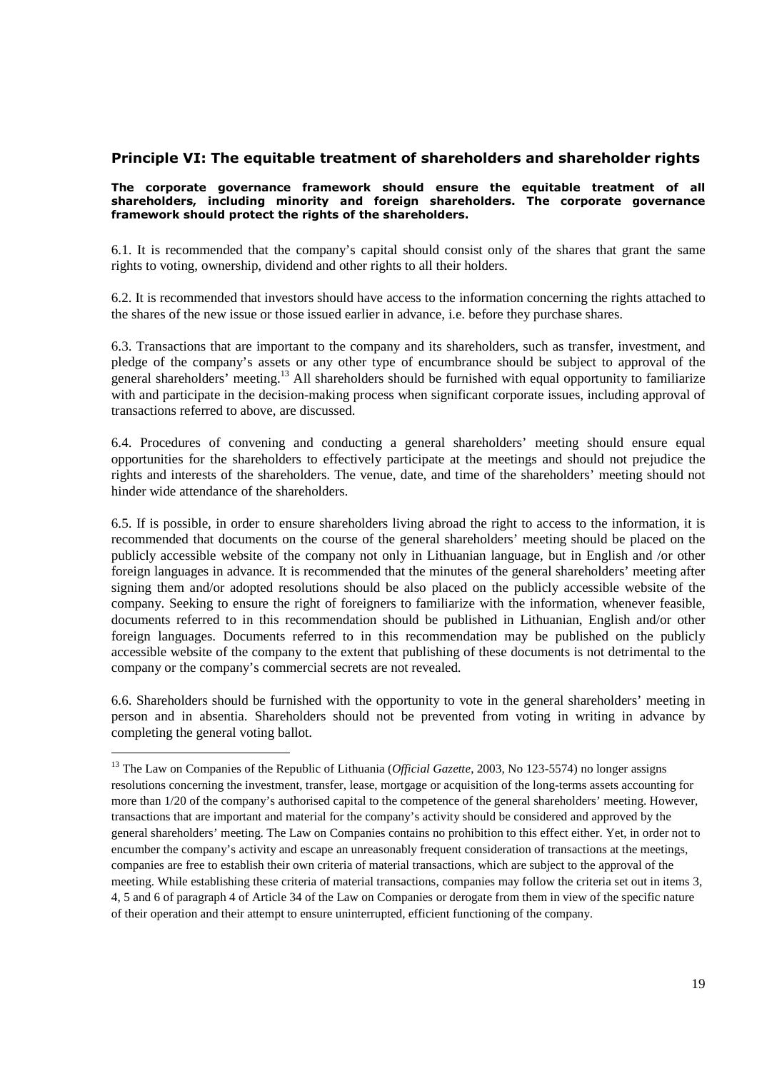## Principle VI: The equitable treatment of shareholders and shareholder rights

**The corporate governance framework should ensure the equitable treatment of all shareholders, including minority and foreign shareholders. The corporate governance framework should protect the rights of the shareholders.**

6.1. It is recommended that the company's capital should consist only of the shares that grant the same rights to voting, ownership, dividend and other rights to all their holders.

6.2. It is recommended that investors should have access to the information concerning the rights attached to the shares of the new issue or those issued earlier in advance, i.e. before they purchase shares.

6.3. Transactions that are important to the company and its shareholders, such as transfer, investment, and pledge of the company's assets or any other type of encumbrance should be subject to approval of the general shareholders' meeting.[13] All shareholders should be furnished with equal opportunity to familiarize with and participate in the decision-making process when significant corporate issues, including approval of transactions referred to above, are discussed.

6.4. Procedures of convening and conducting a general shareholders' meeting should ensure equal opportunities for the shareholders to effectively participate at the meetings and should not prejudice the rights and interests of the shareholders. The venue, date, and time of the shareholders' meeting should not hinder wide attendance of the shareholders.

6.5. If is possible, in order to ensure shareholders living abroad the right to access to the information, it is recommended that documents on the course of the general shareholders' meeting should be placed on the publicly accessible website of the company not only in Lithuanian language, but in English and /or other foreign languages in advance. It is recommended that the minutes of the general shareholders' meeting after signing them and/or adopted resolutions should be also placed on the publicly accessible website of the company. Seeking to ensure the right of foreigners to familiarize with the information, whenever feasible, documents referred to in this recommendation should be published in Lithuanian, English and/or other foreign languages. Documents referred to in this recommendation may be published on the publicly accessible website of the company to the extent that publishing of these documents is not detrimental to the company or the company's commercial secrets are not revealed.

6.6. Shareholders should be furnished with the opportunity to vote in the general shareholders' meeting in person and in absentia. Shareholders should not be prevented from voting in writing in advance by completing the general voting ballot.

---

[13] The Law on Companies of the Republic of Lithuania (*Official Gazette*, 2003, No 123-5574) no longer assigns resolutions concerning the investment, transfer, lease, mortgage or acquisition of the long-terms assets accounting for more than 1/20 of the company's authorised capital to the competence of the general shareholders' meeting. However, transactions that are important and material for the company's activity should be considered and approved by the general shareholders' meeting. The Law on Companies contains no prohibition to this effect either. Yet, in order not to encumber the company's activity and escape an unreasonably frequent consideration of transactions at the meetings, companies are free to establish their own criteria of material transactions, which are subject to the approval of the meeting. While establishing these criteria of material transactions, companies may follow the criteria set out in items 3, 4, 5 and 6 of paragraph 4 of Article 34 of the Law on Companies or derogate from them in view of the specific nature of their operation and their attempt to ensure uninterrupted, efficient functioning of the company.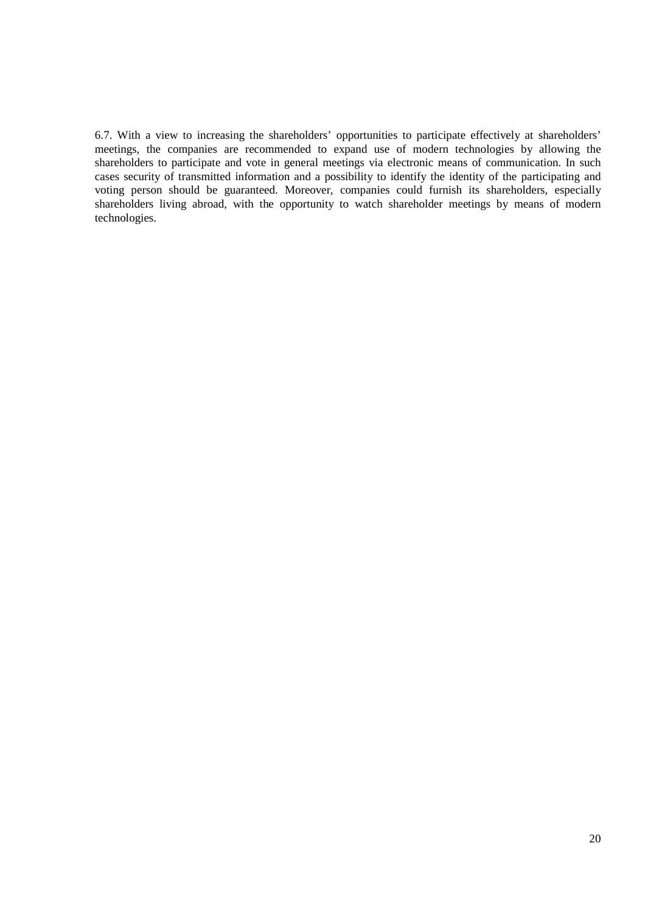6.7. With a view to increasing the shareholders' opportunities to participate effectively at shareholders' meetings, the companies are recommended to expand use of modern technologies by allowing the shareholders to participate and vote in general meetings via electronic means of communication. In such cases security of transmitted information and a possibility to identify the identity of the participating and voting person should be guaranteed. Moreover, companies could furnish its shareholders, especially shareholders living abroad, with the opportunity to watch shareholder meetings by means of modern technologies.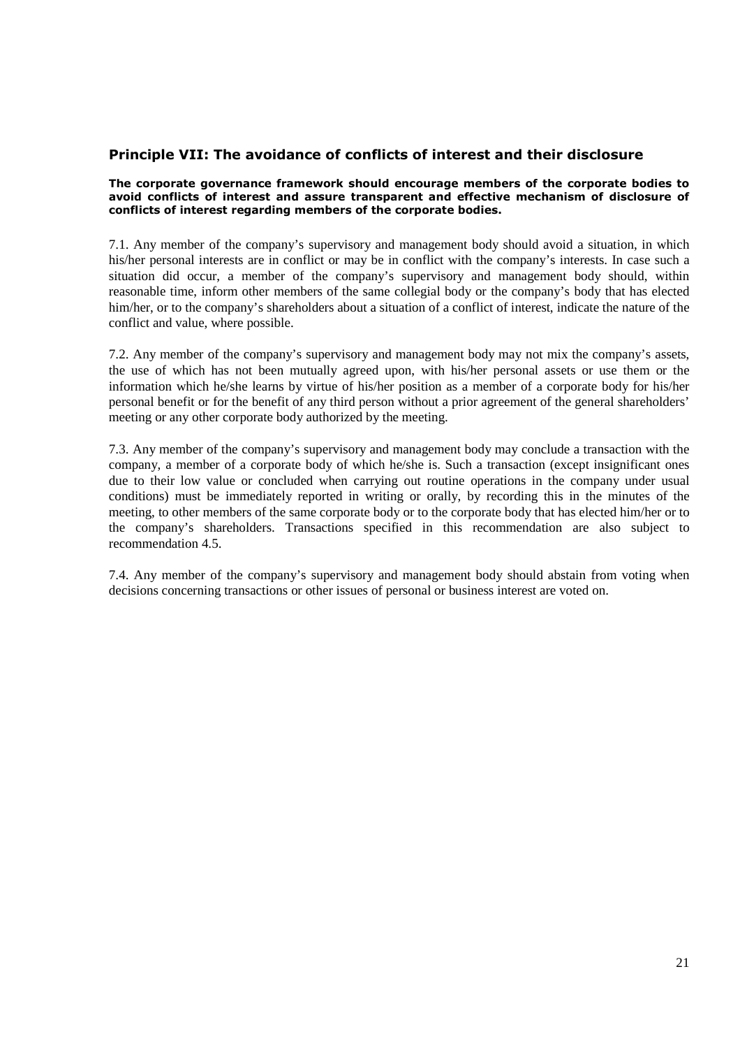## Principle VII: The avoidance of conflicts of interest and their disclosure

**The corporate governance framework should encourage members of the corporate bodies to avoid conflicts of interest and assure transparent and effective mechanism of disclosure of conflicts of interest regarding members of the corporate bodies.**

7.1. Any member of the company's supervisory and management body should avoid a situation, in which his/her personal interests are in conflict or may be in conflict with the company's interests. In case such a situation did occur, a member of the company's supervisory and management body should, within reasonable time, inform other members of the same collegial body or the company's body that has elected him/her, or to the company's shareholders about a situation of a conflict of interest, indicate the nature of the conflict and value, where possible.

7.2. Any member of the company's supervisory and management body may not mix the company's assets, the use of which has not been mutually agreed upon, with his/her personal assets or use them or the information which he/she learns by virtue of his/her position as a member of a corporate body for his/her personal benefit or for the benefit of any third person without a prior agreement of the general shareholders' meeting or any other corporate body authorized by the meeting.

7.3. Any member of the company's supervisory and management body may conclude a transaction with the company, a member of a corporate body of which he/she is. Such a transaction (except insignificant ones due to their low value or concluded when carrying out routine operations in the company under usual conditions) must be immediately reported in writing or orally, by recording this in the minutes of the meeting, to other members of the same corporate body or to the corporate body that has elected him/her or to the company's shareholders. Transactions specified in this recommendation are also subject to recommendation 4.5.

7.4. Any member of the company's supervisory and management body should abstain from voting when decisions concerning transactions or other issues of personal or business interest are voted on.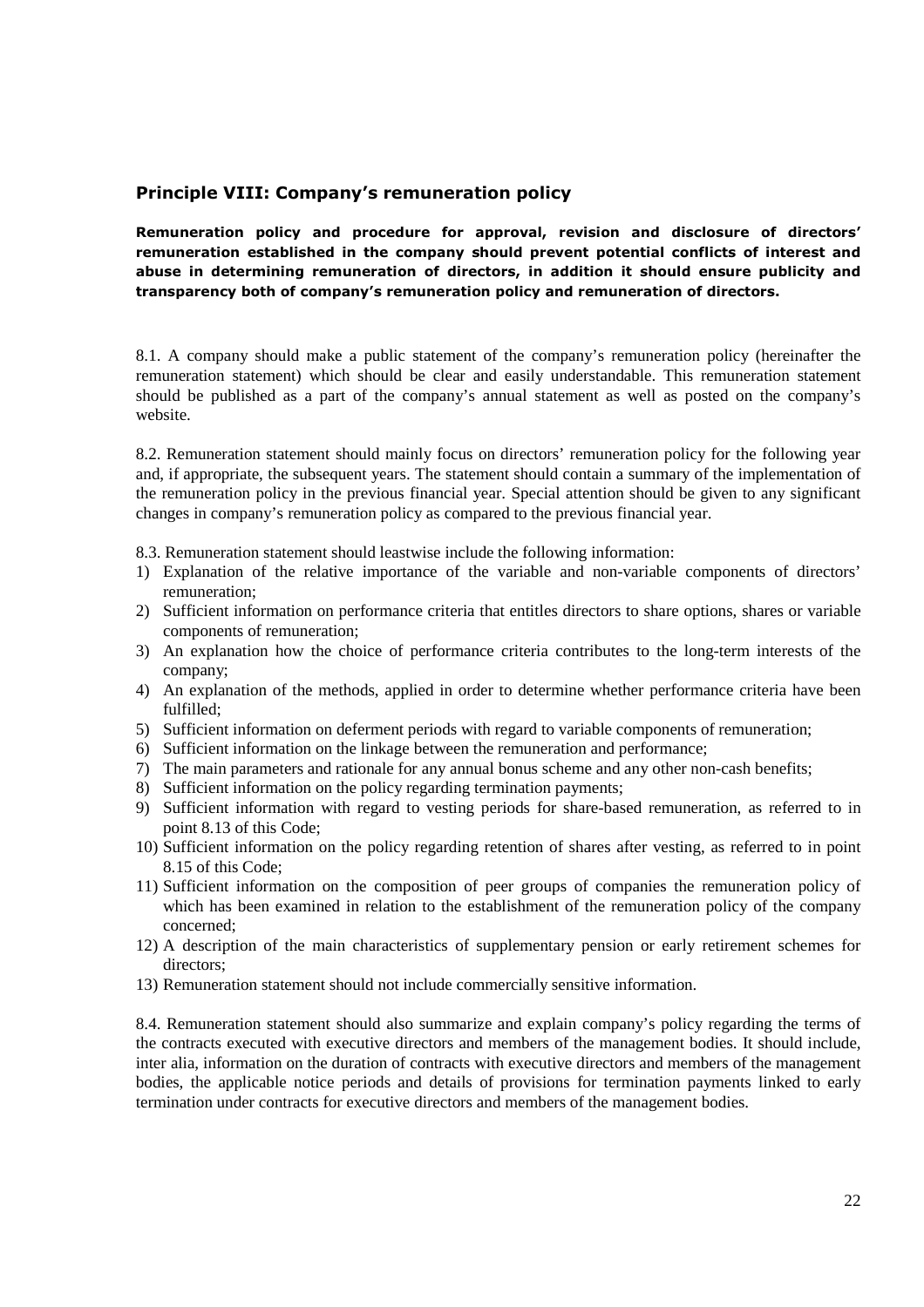## Principle VIII: Company's remuneration policy

**Remuneration policy and procedure for approval, revision and disclosure of directors' remuneration established in the company should prevent potential conflicts of interest and abuse in determining remuneration of directors, in addition it should ensure publicity and transparency both of company's remuneration policy and remuneration of directors.**

8.1. A company should make a public statement of the company's remuneration policy (hereinafter the remuneration statement) which should be clear and easily understandable. This remuneration statement should be published as a part of the company's annual statement as well as posted on the company's website.

8.2. Remuneration statement should mainly focus on directors' remuneration policy for the following year and, if appropriate, the subsequent years. The statement should contain a summary of the implementation of the remuneration policy in the previous financial year. Special attention should be given to any significant changes in company's remuneration policy as compared to the previous financial year.

8.3. Remuneration statement should leastwise include the following information:

1) Explanation of the relative importance of the variable and non-variable components of directors' remuneration;
2) Sufficient information on performance criteria that entitles directors to share options, shares or variable components of remuneration;
3) An explanation how the choice of performance criteria contributes to the long-term interests of the company;
4) An explanation of the methods, applied in order to determine whether performance criteria have been fulfilled;
5) Sufficient information on deferment periods with regard to variable components of remuneration;
6) Sufficient information on the linkage between the remuneration and performance;
7) The main parameters and rationale for any annual bonus scheme and any other non-cash benefits;
8) Sufficient information on the policy regarding termination payments;
9) Sufficient information with regard to vesting periods for share-based remuneration, as referred to in point 8.13 of this Code;
10) Sufficient information on the policy regarding retention of shares after vesting, as referred to in point 8.15 of this Code;
11) Sufficient information on the composition of peer groups of companies the remuneration policy of which has been examined in relation to the establishment of the remuneration policy of the company concerned;
12) A description of the main characteristics of supplementary pension or early retirement schemes for directors;
13) Remuneration statement should not include commercially sensitive information.

8.4. Remuneration statement should also summarize and explain company's policy regarding the terms of the contracts executed with executive directors and members of the management bodies. It should include, inter alia, information on the duration of contracts with executive directors and members of the management bodies, the applicable notice periods and details of provisions for termination payments linked to early termination under contracts for executive directors and members of the management bodies.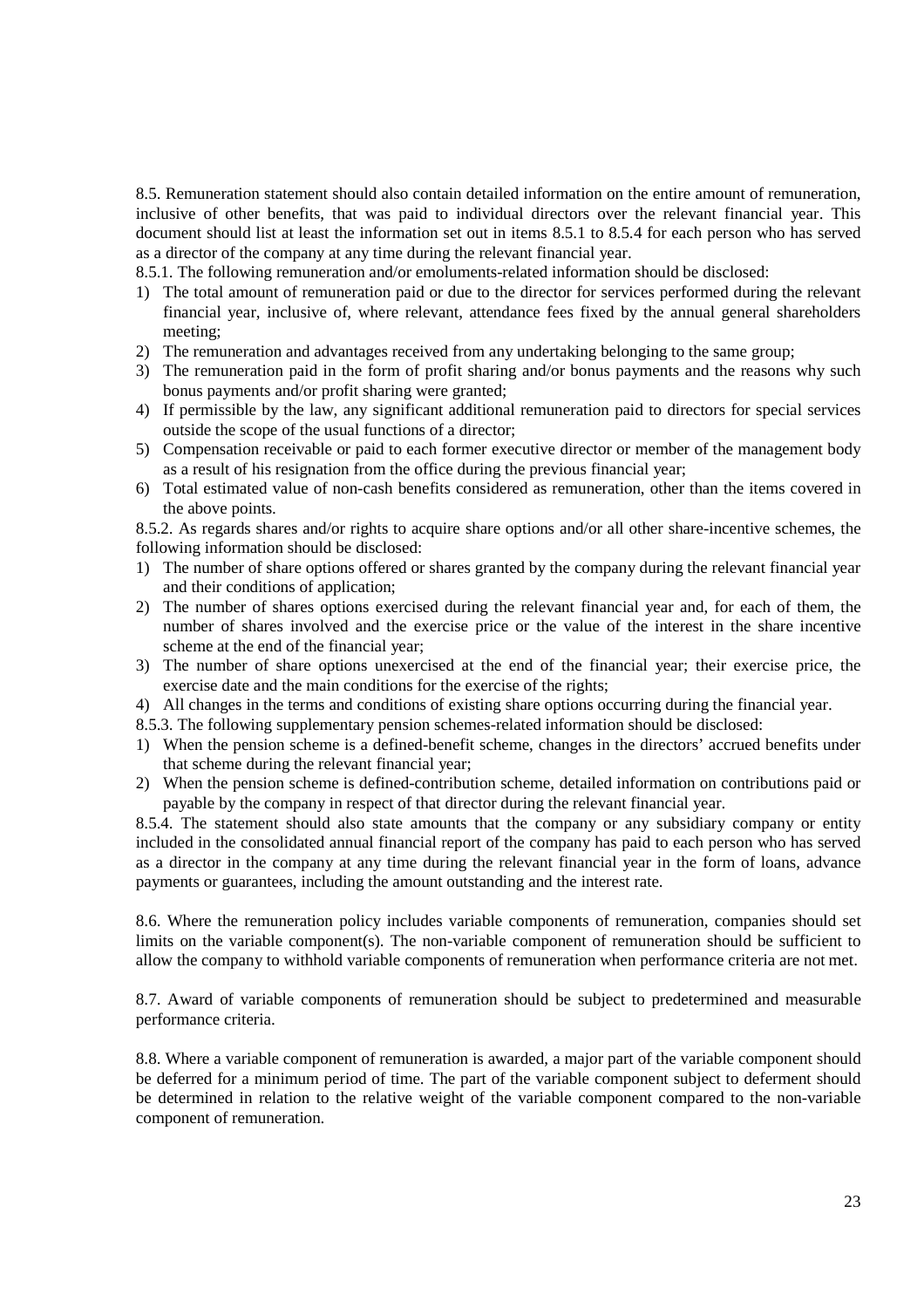8.5. Remuneration statement should also contain detailed information on the entire amount of remuneration, inclusive of other benefits, that was paid to individual directors over the relevant financial year. This document should list at least the information set out in items 8.5.1 to 8.5.4 for each person who has served as a director of the company at any time during the relevant financial year.

8.5.1. The following remuneration and/or emoluments-related information should be disclosed:

1) The total amount of remuneration paid or due to the director for services performed during the relevant financial year, inclusive of, where relevant, attendance fees fixed by the annual general shareholders meeting;
2) The remuneration and advantages received from any undertaking belonging to the same group;
3) The remuneration paid in the form of profit sharing and/or bonus payments and the reasons why such bonus payments and/or profit sharing were granted;
4) If permissible by the law, any significant additional remuneration paid to directors for special services outside the scope of the usual functions of a director;
5) Compensation receivable or paid to each former executive director or member of the management body as a result of his resignation from the office during the previous financial year;
6) Total estimated value of non-cash benefits considered as remuneration, other than the items covered in the above points.

8.5.2. As regards shares and/or rights to acquire share options and/or all other share-incentive schemes, the following information should be disclosed:

1) The number of share options offered or shares granted by the company during the relevant financial year and their conditions of application;
2) The number of shares options exercised during the relevant financial year and, for each of them, the number of shares involved and the exercise price or the value of the interest in the share incentive scheme at the end of the financial year;
3) The number of share options unexercised at the end of the financial year; their exercise price, the exercise date and the main conditions for the exercise of the rights;
4) All changes in the terms and conditions of existing share options occurring during the financial year.

8.5.3. The following supplementary pension schemes-related information should be disclosed:

1) When the pension scheme is a defined-benefit scheme, changes in the directors' accrued benefits under that scheme during the relevant financial year;
2) When the pension scheme is defined-contribution scheme, detailed information on contributions paid or payable by the company in respect of that director during the relevant financial year.

8.5.4. The statement should also state amounts that the company or any subsidiary company or entity included in the consolidated annual financial report of the company has paid to each person who has served as a director in the company at any time during the relevant financial year in the form of loans, advance payments or guarantees, including the amount outstanding and the interest rate.

8.6. Where the remuneration policy includes variable components of remuneration, companies should set limits on the variable component(s). The non-variable component of remuneration should be sufficient to allow the company to withhold variable components of remuneration when performance criteria are not met.

8.7. Award of variable components of remuneration should be subject to predetermined and measurable performance criteria.

8.8. Where a variable component of remuneration is awarded, a major part of the variable component should be deferred for a minimum period of time. The part of the variable component subject to deferment should be determined in relation to the relative weight of the variable component compared to the non-variable component of remuneration.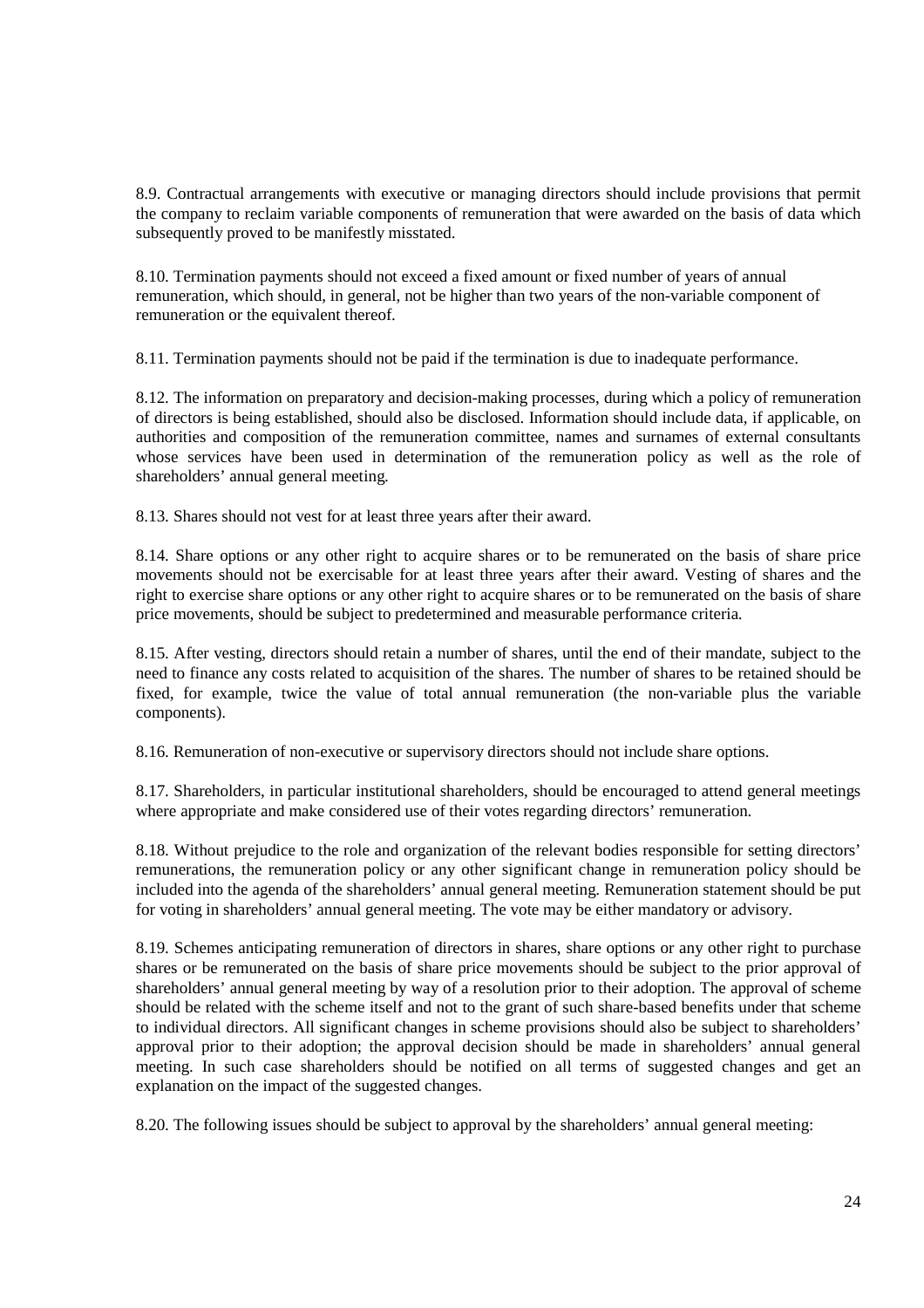8.9. Contractual arrangements with executive or managing directors should include provisions that permit the company to reclaim variable components of remuneration that were awarded on the basis of data which subsequently proved to be manifestly misstated.

8.10. Termination payments should not exceed a fixed amount or fixed number of years of annual remuneration, which should, in general, not be higher than two years of the non-variable component of remuneration or the equivalent thereof.

8.11. Termination payments should not be paid if the termination is due to inadequate performance.

8.12. The information on preparatory and decision-making processes, during which a policy of remuneration of directors is being established, should also be disclosed. Information should include data, if applicable, on authorities and composition of the remuneration committee, names and surnames of external consultants whose services have been used in determination of the remuneration policy as well as the role of shareholders' annual general meeting.

8.13. Shares should not vest for at least three years after their award.

8.14. Share options or any other right to acquire shares or to be remunerated on the basis of share price movements should not be exercisable for at least three years after their award. Vesting of shares and the right to exercise share options or any other right to acquire shares or to be remunerated on the basis of share price movements, should be subject to predetermined and measurable performance criteria.

8.15. After vesting, directors should retain a number of shares, until the end of their mandate, subject to the need to finance any costs related to acquisition of the shares. The number of shares to be retained should be fixed, for example, twice the value of total annual remuneration (the non-variable plus the variable components).

8.16. Remuneration of non-executive or supervisory directors should not include share options.

8.17. Shareholders, in particular institutional shareholders, should be encouraged to attend general meetings where appropriate and make considered use of their votes regarding directors' remuneration.

8.18. Without prejudice to the role and organization of the relevant bodies responsible for setting directors' remunerations, the remuneration policy or any other significant change in remuneration policy should be included into the agenda of the shareholders' annual general meeting. Remuneration statement should be put for voting in shareholders' annual general meeting. The vote may be either mandatory or advisory.

8.19. Schemes anticipating remuneration of directors in shares, share options or any other right to purchase shares or be remunerated on the basis of share price movements should be subject to the prior approval of shareholders' annual general meeting by way of a resolution prior to their adoption. The approval of scheme should be related with the scheme itself and not to the grant of such share-based benefits under that scheme to individual directors. All significant changes in scheme provisions should also be subject to shareholders' approval prior to their adoption; the approval decision should be made in shareholders' annual general meeting. In such case shareholders should be notified on all terms of suggested changes and get an explanation on the impact of the suggested changes.

8.20. The following issues should be subject to approval by the shareholders' annual general meeting: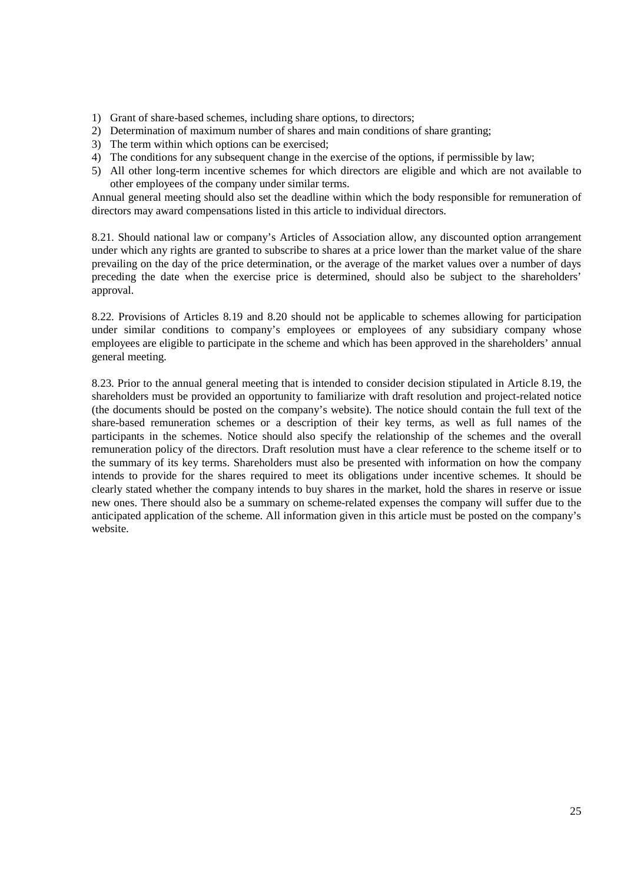1) Grant of share-based schemes, including share options, to directors;
2) Determination of maximum number of shares and main conditions of share granting;
3) The term within which options can be exercised;
4) The conditions for any subsequent change in the exercise of the options, if permissible by law;
5) All other long-term incentive schemes for which directors are eligible and which are not available to other employees of the company under similar terms.

Annual general meeting should also set the deadline within which the body responsible for remuneration of directors may award compensations listed in this article to individual directors.

8.21. Should national law or company's Articles of Association allow, any discounted option arrangement under which any rights are granted to subscribe to shares at a price lower than the market value of the share prevailing on the day of the price determination, or the average of the market values over a number of days preceding the date when the exercise price is determined, should also be subject to the shareholders' approval.

8.22. Provisions of Articles 8.19 and 8.20 should not be applicable to schemes allowing for participation under similar conditions to company's employees or employees of any subsidiary company whose employees are eligible to participate in the scheme and which has been approved in the shareholders' annual general meeting.

8.23. Prior to the annual general meeting that is intended to consider decision stipulated in Article 8.19, the shareholders must be provided an opportunity to familiarize with draft resolution and project-related notice (the documents should be posted on the company's website). The notice should contain the full text of the share-based remuneration schemes or a description of their key terms, as well as full names of the participants in the schemes. Notice should also specify the relationship of the schemes and the overall remuneration policy of the directors. Draft resolution must have a clear reference to the scheme itself or to the summary of its key terms. Shareholders must also be presented with information on how the company intends to provide for the shares required to meet its obligations under incentive schemes. It should be clearly stated whether the company intends to buy shares in the market, hold the shares in reserve or issue new ones. There should also be a summary on scheme-related expenses the company will suffer due to the anticipated application of the scheme. All information given in this article must be posted on the company's website.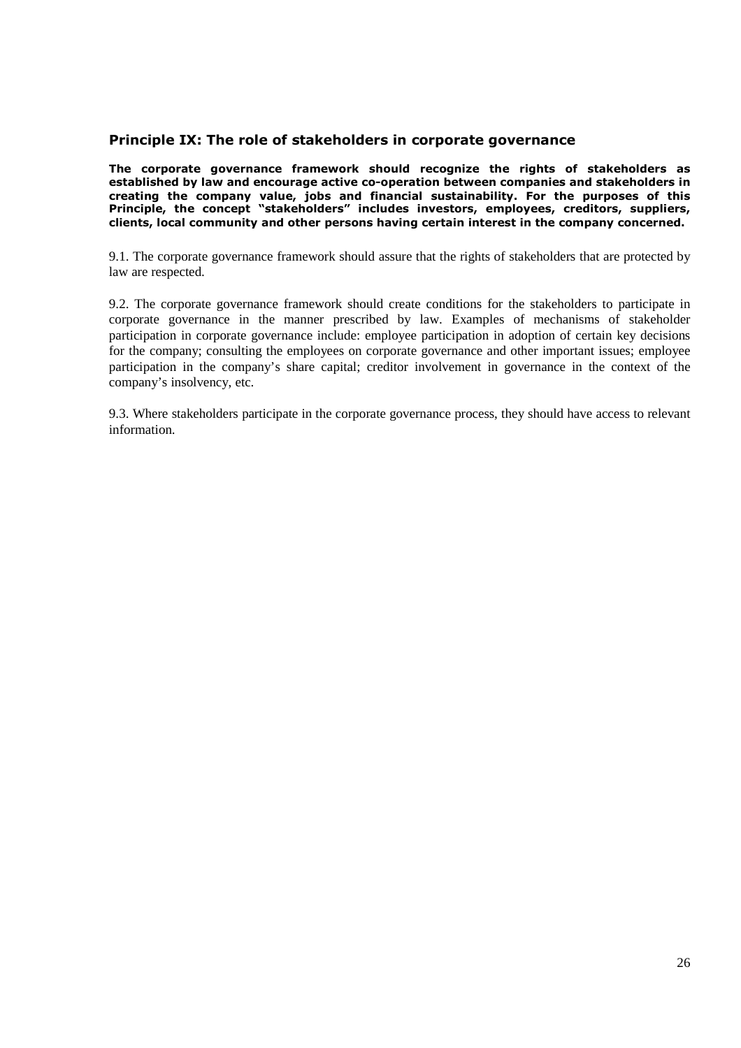## Principle IX: The role of stakeholders in corporate governance

**The corporate governance framework should recognize the rights of stakeholders as established by law and encourage active co-operation between companies and stakeholders in creating the company value, jobs and financial sustainability. For the purposes of this Principle, the concept "stakeholders" includes investors, employees, creditors, suppliers, clients, local community and other persons having certain interest in the company concerned.**

9.1. The corporate governance framework should assure that the rights of stakeholders that are protected by law are respected.

9.2. The corporate governance framework should create conditions for the stakeholders to participate in corporate governance in the manner prescribed by law. Examples of mechanisms of stakeholder participation in corporate governance include: employee participation in adoption of certain key decisions for the company; consulting the employees on corporate governance and other important issues; employee participation in the company's share capital; creditor involvement in governance in the context of the company's insolvency, etc.

9.3. Where stakeholders participate in the corporate governance process, they should have access to relevant information.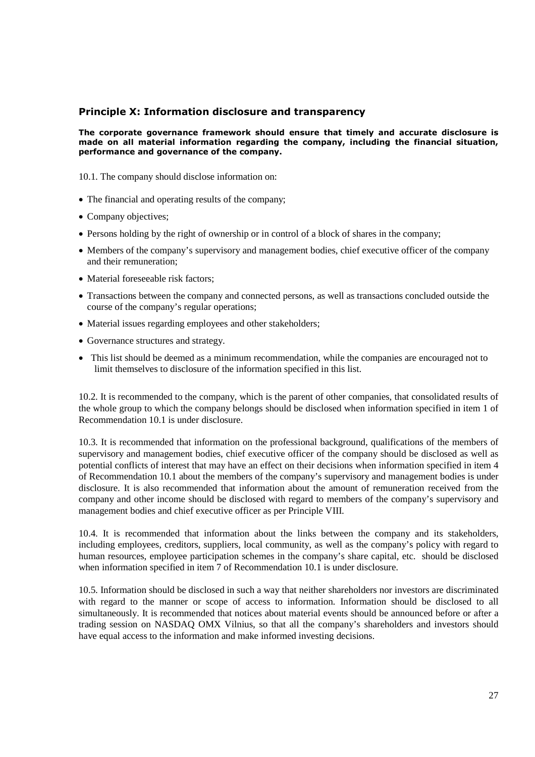## Principle X: Information disclosure and transparency

**The corporate governance framework should ensure that timely and accurate disclosure is made on all material information regarding the company, including the financial situation, performance and governance of the company.**

10.1. The company should disclose information on:

- The financial and operating results of the company;
- Company objectives;
- Persons holding by the right of ownership or in control of a block of shares in the company;
- Members of the company's supervisory and management bodies, chief executive officer of the company and their remuneration;
- Material foreseeable risk factors;
- Transactions between the company and connected persons, as well as transactions concluded outside the course of the company's regular operations;
- Material issues regarding employees and other stakeholders;
- Governance structures and strategy.
- This list should be deemed as a minimum recommendation, while the companies are encouraged not to limit themselves to disclosure of the information specified in this list.

10.2. It is recommended to the company, which is the parent of other companies, that consolidated results of the whole group to which the company belongs should be disclosed when information specified in item 1 of Recommendation 10.1 is under disclosure.

10.3. It is recommended that information on the professional background, qualifications of the members of supervisory and management bodies, chief executive officer of the company should be disclosed as well as potential conflicts of interest that may have an effect on their decisions when information specified in item 4 of Recommendation 10.1 about the members of the company's supervisory and management bodies is under disclosure. It is also recommended that information about the amount of remuneration received from the company and other income should be disclosed with regard to members of the company's supervisory and management bodies and chief executive officer as per Principle VIII.

10.4. It is recommended that information about the links between the company and its stakeholders, including employees, creditors, suppliers, local community, as well as the company's policy with regard to human resources, employee participation schemes in the company's share capital, etc. should be disclosed when information specified in item 7 of Recommendation 10.1 is under disclosure.

10.5. Information should be disclosed in such a way that neither shareholders nor investors are discriminated with regard to the manner or scope of access to information. Information should be disclosed to all simultaneously. It is recommended that notices about material events should be announced before or after a trading session on NASDAQ OMX Vilnius, so that all the company's shareholders and investors should have equal access to the information and make informed investing decisions.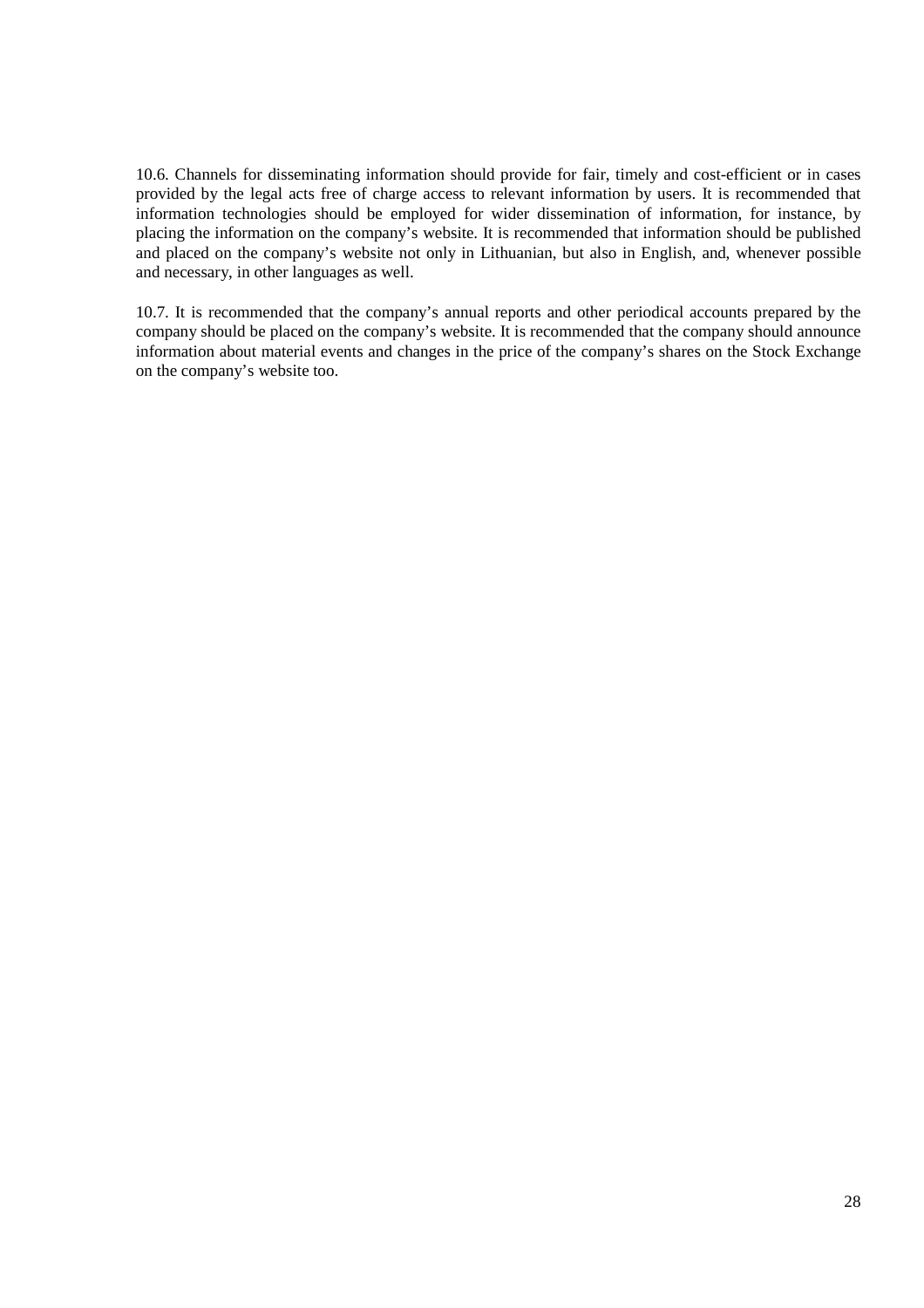10.6. Channels for disseminating information should provide for fair, timely and cost-efficient or in cases provided by the legal acts free of charge access to relevant information by users. It is recommended that information technologies should be employed for wider dissemination of information, for instance, by placing the information on the company's website. It is recommended that information should be published and placed on the company's website not only in Lithuanian, but also in English, and, whenever possible and necessary, in other languages as well.

10.7. It is recommended that the company's annual reports and other periodical accounts prepared by the company should be placed on the company's website. It is recommended that the company should announce information about material events and changes in the price of the company's shares on the Stock Exchange on the company's website too.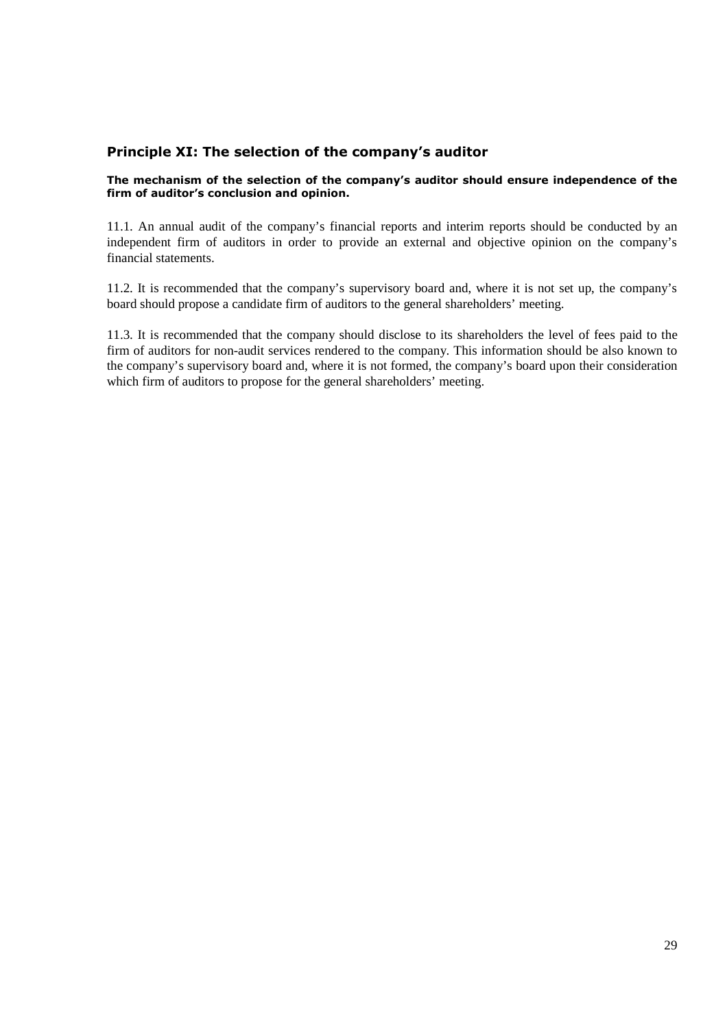## Principle XI: The selection of the company's auditor

**The mechanism of the selection of the company's auditor should ensure independence of the firm of auditor's conclusion and opinion.**

11.1. An annual audit of the company's financial reports and interim reports should be conducted by an independent firm of auditors in order to provide an external and objective opinion on the company's financial statements.

11.2. It is recommended that the company's supervisory board and, where it is not set up, the company's board should propose a candidate firm of auditors to the general shareholders' meeting.

11.3. It is recommended that the company should disclose to its shareholders the level of fees paid to the firm of auditors for non-audit services rendered to the company. This information should be also known to the company's supervisory board and, where it is not formed, the company's board upon their consideration which firm of auditors to propose for the general shareholders' meeting.